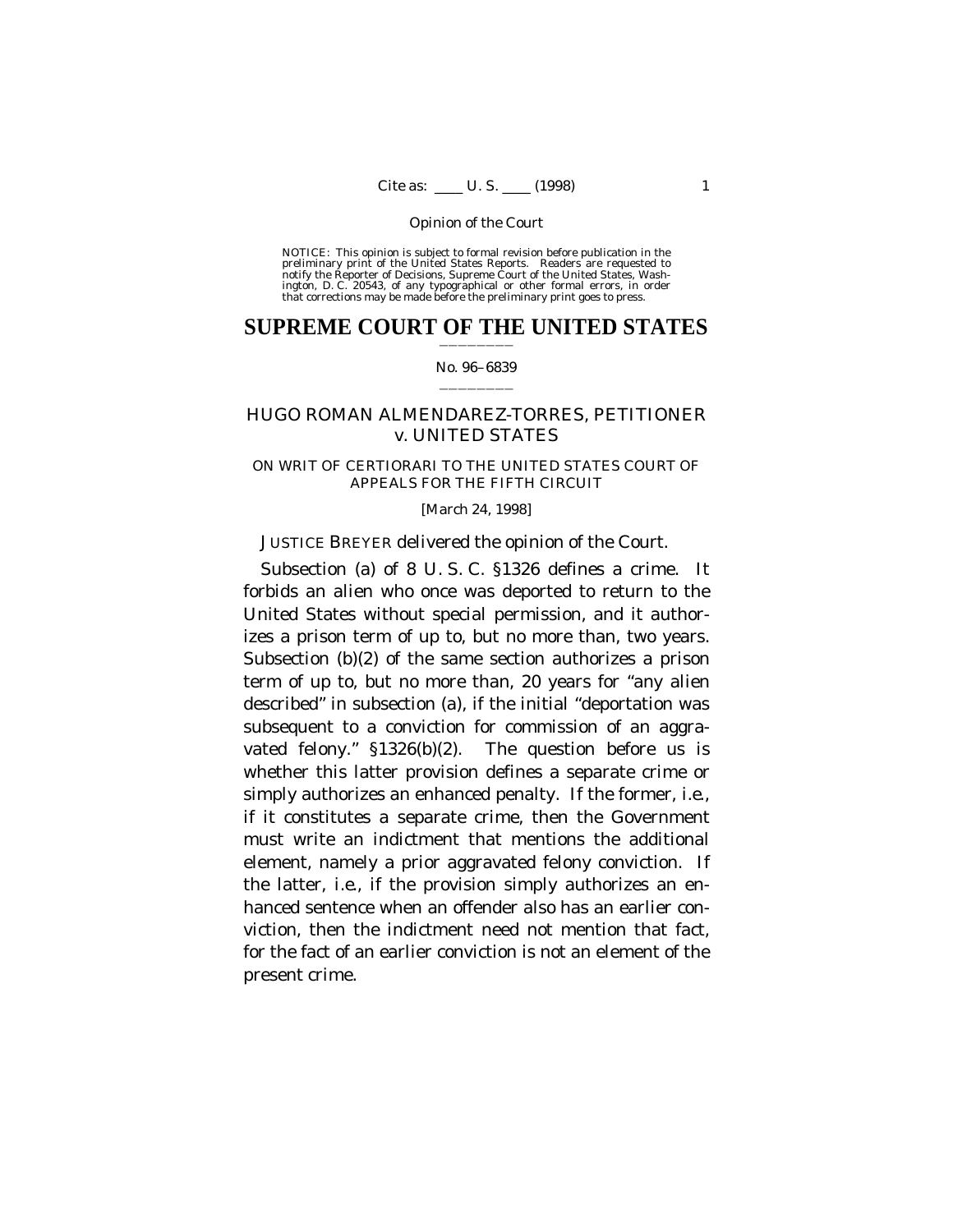NOTICE: This opinion is subject to formal revision before publication in the preliminary print of the United States Reports. Readers are requested to notify the Reporter of Decisions, Supreme Court of the United States, Washington, D. C. 20543, of any typographical or other formal errors, in order that corrections may be made before the preliminary print goes to press.

# SUPREME COURT OF THE UNITED STATES

No. 96–6839

## HUGO ROMAN ALMENDAREZ-TORRES, PETITIONER *v.* UNITED STATES

ON WRIT OF CERTIORARI TO THE UNITED STATES COURT OF APPEALS FOR THE FIFTH CIRCUIT

[March 24, 1998]

JUSTICE BREYER delivered the opinion of the Court.

Subsection (a) of 8 U. S. C. §1326 defines a crime. It forbids an alien who once was deported to return to the United States without special permission, and it authorizes a prison term of up to, but no more than, two years. Subsection (b)(2) of the same section authorizes a prison term of up to, but no more than, 20 years for "any alien described" in subsection (a), if the initial "deportation was subsequent to a conviction for commission of an aggravated felony." §1326(b)(2). The question before us is whether this latter provision defines a separate crime or simply authorizes an enhanced penalty. If the former, *i.e.*, if it constitutes a separate crime, then the Government must write an indictment that mentions the additional element, namely a prior aggravated felony conviction. If the latter, *i.e.*, if the provision simply authorizes an enhanced sentence when an offender also has an earlier conviction, then the indictment need not mention that fact, for the fact of an earlier conviction is not an element of the present crime.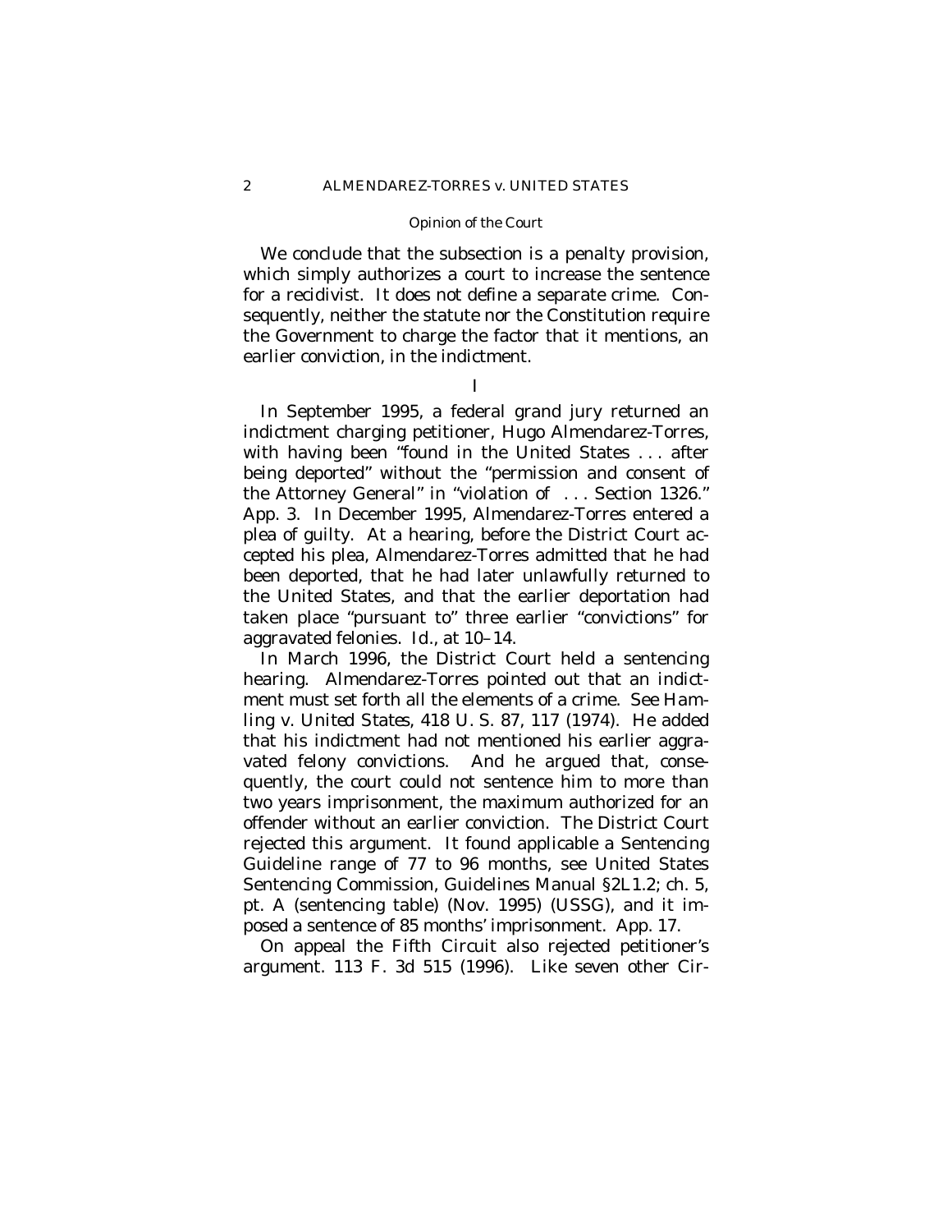We conclude that the subsection is a penalty provision, which simply authorizes a court to increase the sentence for a recidivist. It does not define a separate crime. Consequently, neither the statute nor the Constitution require the Government to charge the factor that it mentions, an earlier conviction, in the indictment.

## I

In September 1995, a federal grand jury returned an indictment charging petitioner, Hugo Almendarez-Torres, with having been "found in the United States . . . after being deported" without the "permission and consent of the Attorney General" in "violation of . . . Section 1326." App. 3. In December 1995, Almendarez-Torres entered a plea of guilty. At a hearing, before the District Court accepted his plea, Almendarez-Torres admitted that he had been deported, that he had later unlawfully returned to the United States, and that the earlier deportation had taken place "pursuant to" three earlier "convictions" for aggravated felonies. *Id.*, at 10–14.

In March 1996, the District Court held a sentencing hearing. Almendarez-Torres pointed out that an indictment must set forth all the elements of a crime. See *Hamling* v. *United States*, 418 U. S. 87, 117 (1974). He added that his indictment had not mentioned his earlier aggravated felony convictions. And he argued that, consequently, the court could not sentence him to more than two years imprisonment, the maximum authorized for an offender without an earlier conviction. The District Court rejected this argument. It found applicable a Sentencing Guideline range of 77 to 96 months, see United States Sentencing Commission, Guidelines Manual §2L1.2; ch. 5, pt. A (sentencing table) (Nov. 1995) (USSG), and it imposed a sentence of 85 months' imprisonment. App. 17.

On appeal the Fifth Circuit also rejected petitioner's argument. 113 F. 3d 515 (1996). Like seven other Cir-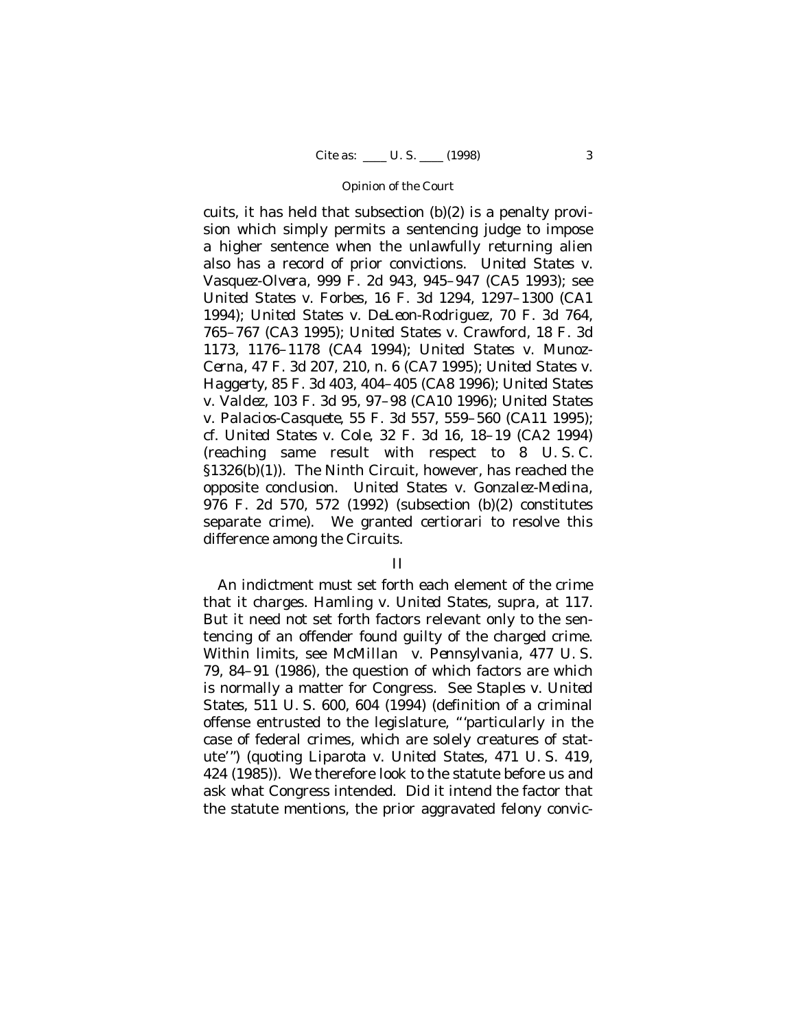cuits, it has held that subsection (b)(2) is a penalty provision which simply permits a sentencing judge to impose a higher sentence when the unlawfully returning alien also has a record of prior convictions. *United States* v. *Vasquez-Olvera*, 999 F. 2d 943, 945–947 (CA5 1993); see *United States* v. *Forbes*, 16 F. 3d 1294, 1297–1300 (CA1 1994); *United States* v. *DeLeon-Rodriguez*, 70 F. 3d 764, 765–767 (CA3 1995); *United States* v. *Crawford*, 18 F. 3d 1173, 1176–1178 (CA4 1994); *United States* v. *Munoz-Cerna*, 47 F. 3d 207, 210, n. 6 (CA7 1995); *United States* v. *Haggerty*, 85 F. 3d 403, 404–405 (CA8 1996); *United States* v. *Valdez*, 103 F. 3d 95, 97–98 (CA10 1996); *United States* v. *Palacios-Casquete*, 55 F. 3d 557, 559–560 (CA11 1995); cf. *United States* v. *Cole*, 32 F. 3d 16, 18–19 (CA2 1994) (reaching same result with respect to 8 U. S. C. §1326(b)(1)). The Ninth Circuit, however, has reached the opposite conclusion. *United States* v. *Gonzalez-Medina*, 976 F. 2d 570, 572 (1992) (subsection (b)(2) constitutes separate crime). We granted certiorari to resolve this difference among the Circuits.

## II

An indictment must set forth each element of the crime that it charges. *Hamling* v. *United States*, *supra*, at 117. But it need not set forth factors relevant only to the sentencing of an offender found guilty of the charged crime. Within limits, see *McMillan* v. *Pennsylvania*, 477 U. S. 79, 84–91 (1986), the question of which factors are which is normally a matter for Congress. See *Staples* v. *United States*, 511 U. S. 600, 604 (1994) (definition of a criminal offense entrusted to the legislature, "'particularly in the case of federal crimes, which are solely creatures of statute'") (quoting *Liparota* v. *United States*, 471 U. S. 419, 424 (1985)). We therefore look to the statute before us and ask what Congress intended. Did it intend the factor that the statute mentions, the prior aggravated felony convic-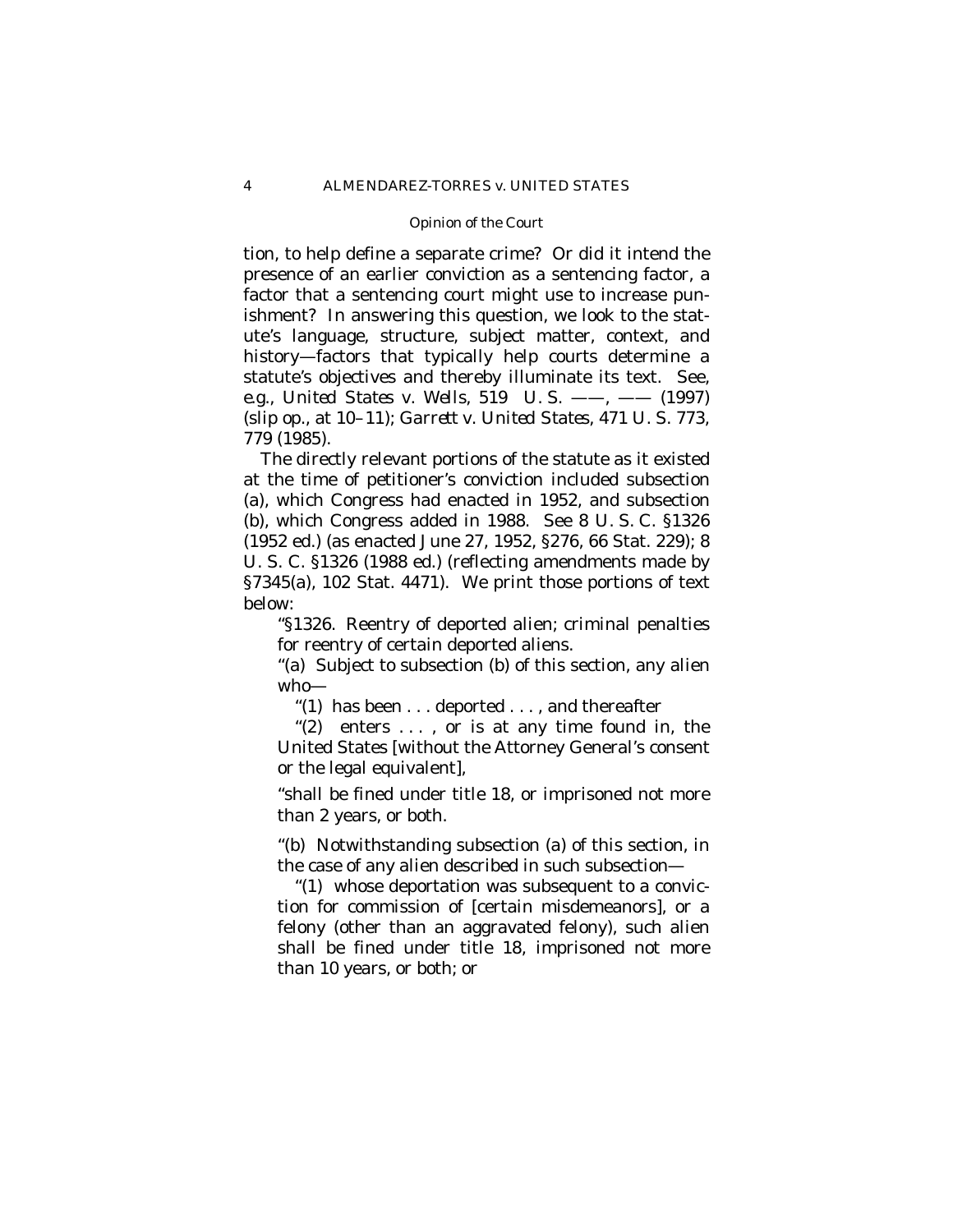tion, to help define a separate crime? Or did it intend the presence of an earlier conviction as a sentencing factor, a factor that a sentencing court might use to increase punishment? In answering this question, we look to the statute's language, structure, subject matter, context, and history—factors that typically help courts determine a statute's objectives and thereby illuminate its text. See, *e.g.*, *United States* v. *Wells*, 519 U. S. ___, ___ (1997) (slip op., at 10–11); *Garrett* v. *United States*, 471 U. S. 773, 779 (1985).

The directly relevant portions of the statute as it existed at the time of petitioner's conviction included subsection (a), which Congress had enacted in 1952, and subsection (b), which Congress added in 1988. See 8 U. S. C. §1326 (1952 ed.) (as enacted June 27, 1952, §276, 66 Stat. 229); 8 U. S. C. §1326 (1988 ed.) (reflecting amendments made by §7345(a), 102 Stat. 4471). We print those portions of text below:

> "§1326. Reentry of deported alien; criminal penalties for reentry of certain deported aliens.
>
> "(a) Subject to subsection (b) of this section, any alien who—
>
> "(1) has been . . . deported . . . , and thereafter
>
> "(2) enters . . . , or is at any time found in, the United States [without the Attorney General's consent or the legal equivalent],
>
> "shall be fined under title 18, or imprisoned not more than 2 years, or both.
>
> "(b) Notwithstanding subsection (a) of this section, in the case of any alien described in such subsection—
>
> "(1) whose deportation was subsequent to a conviction for commission of [certain misdemeanors], or a felony (other than an aggravated felony), such alien shall be fined under title 18, imprisoned not more than 10 years, or both; or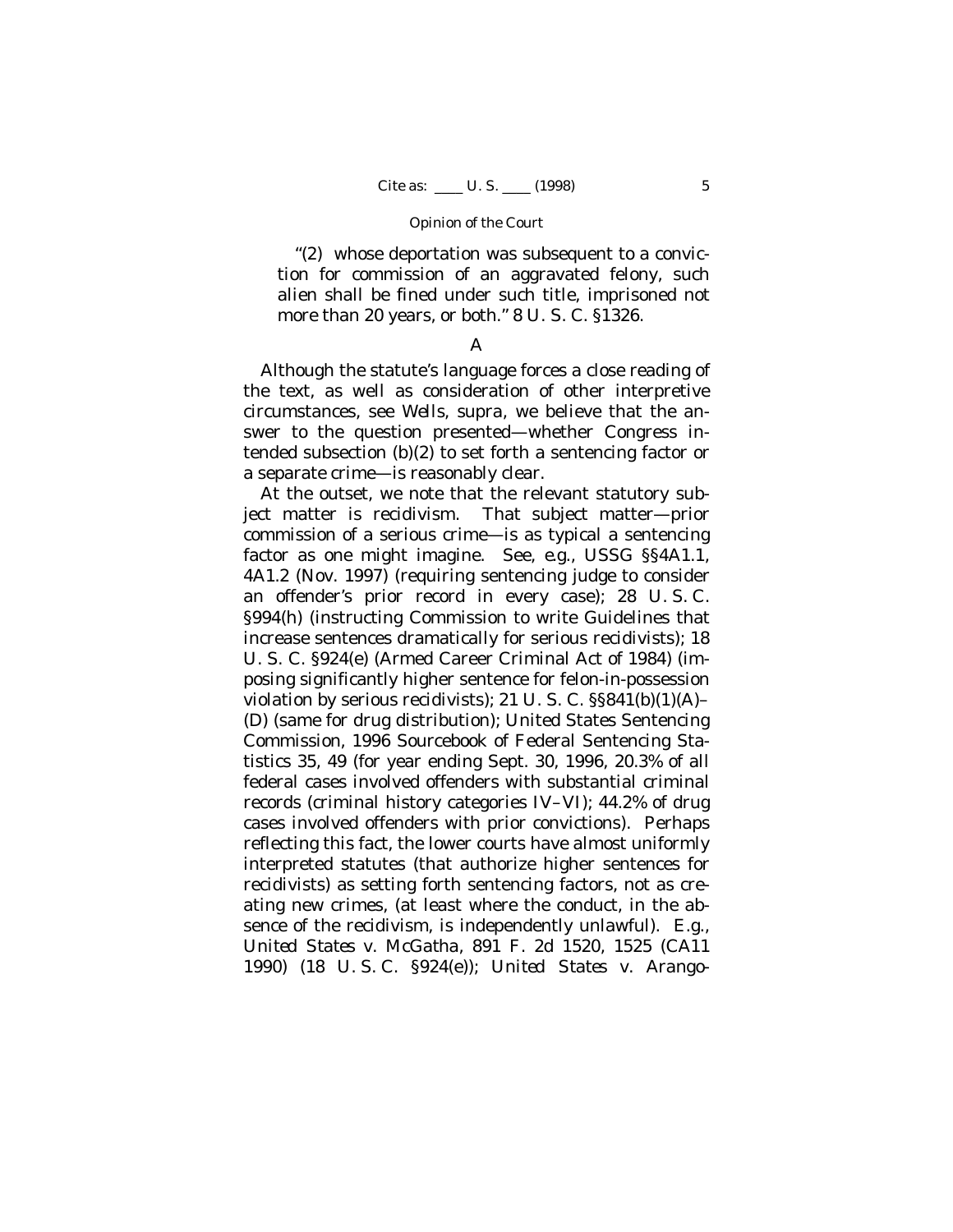"(2) whose deportation was subsequent to a conviction for commission of an aggravated felony, such alien shall be fined under such title, imprisoned not more than 20 years, or both." 8 U. S. C. §1326.

### A

Although the statute's language forces a close reading of the text, as well as consideration of other interpretive circumstances, see *Wells*, *supra*, we believe that the answer to the question presented—whether Congress intended subsection (b)(2) to set forth a sentencing factor or a separate crime—is reasonably clear.

At the outset, we note that the relevant statutory subject matter is recidivism. That subject matter—prior commission of a serious crime—is as typical a sentencing factor as one might imagine. See, *e.g.*, USSG §§4A1.1, 4A1.2 (Nov. 1997) (requiring sentencing judge to consider an offender's prior record in every case); 28 U. S. C. §994(h) (instructing Commission to write Guidelines that increase sentences dramatically for serious recidivists); 18 U. S. C. §924(e) (Armed Career Criminal Act of 1984) (imposing significantly higher sentence for felon-in-possession violation by serious recidivists); 21 U. S. C. §§841(b)(1)(A)–(D) (same for drug distribution); United States Sentencing Commission, 1996 Sourcebook of Federal Sentencing Statistics 35, 49 (for year ending Sept. 30, 1996, 20.3% of all federal cases involved offenders with substantial criminal records (criminal history categories IV–VI); 44.2% of drug cases involved offenders with prior convictions). Perhaps reflecting this fact, the lower courts have almost uniformly interpreted statutes (that authorize higher sentences for recidivists) as setting forth sentencing factors, not as creating new crimes, (at least where the conduct, in the absence of the recidivism, is independently unlawful). *E.g.*, *United States* v. *McGatha*, 891 F. 2d 1520, 1525 (CA11 1990) (18 U. S. C. §924(e)); *United States* v. *Arango-*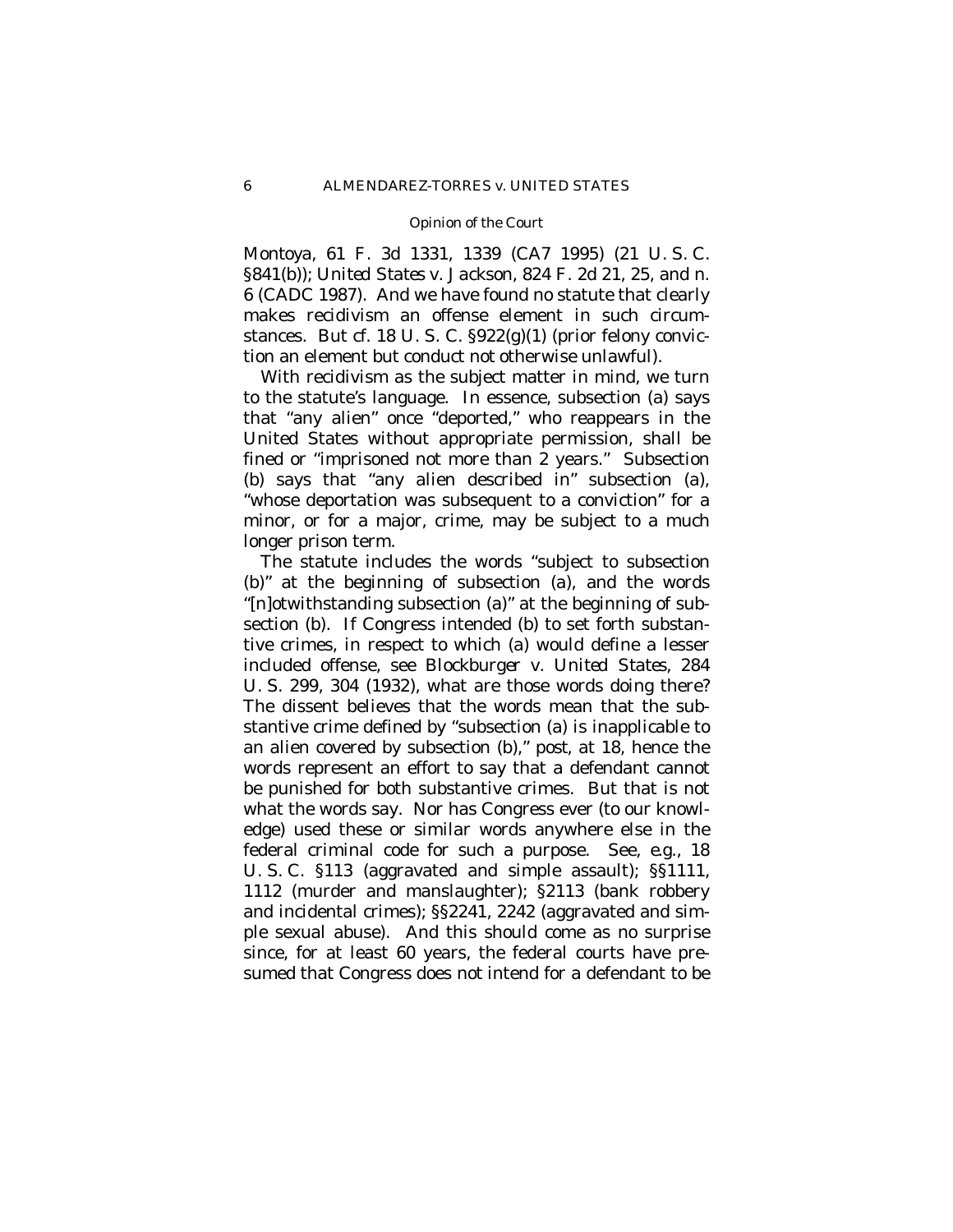*Montoya*, 61 F. 3d 1331, 1339 (CA7 1995) (21 U. S. C. §841(b)); *United States* v. *Jackson*, 824 F. 2d 21, 25, and n. 6 (CADC 1987). And we have found no statute that clearly makes recidivism an offense element in such circumstances. But cf. 18 U. S. C. §922(g)(1) (prior felony conviction an element but conduct not otherwise unlawful).

With recidivism as the subject matter in mind, we turn to the statute's language. In essence, subsection (a) says that "any alien" once "deported," who reappears in the United States without appropriate permission, shall be fined or "imprisoned not more than 2 years." Subsection (b) says that "any alien described in" subsection (a), "whose deportation was subsequent to a conviction" for a minor, or for a major, crime, may be subject to a much longer prison term.

The statute includes the words "subject to subsection (b)" at the beginning of subsection (a), and the words "[n]otwithstanding subsection (a)" at the beginning of subsection (b). If Congress intended (b) to set forth substantive crimes, in respect to which (a) would define a lesser included offense, see *Blockburger* v. *United States*, 284 U. S. 299, 304 (1932), what are those words doing there? The dissent believes that the words mean that the substantive crime defined by "subsection (a) is inapplicable to an alien covered by subsection (b)," *post*, at 18, hence the words represent an effort to say that a defendant cannot be punished for both substantive crimes. But that is not what the words say. Nor has Congress ever (to our knowledge) used these or similar words anywhere else in the federal criminal code for such a purpose. See, *e.g.*, 18 U. S. C. §113 (aggravated and simple assault); §§1111, 1112 (murder and manslaughter); §2113 (bank robbery and incidental crimes); §§2241, 2242 (aggravated and simple sexual abuse). And this should come as no surprise since, for at least 60 years, the federal courts have presumed that Congress does not intend for a defendant to be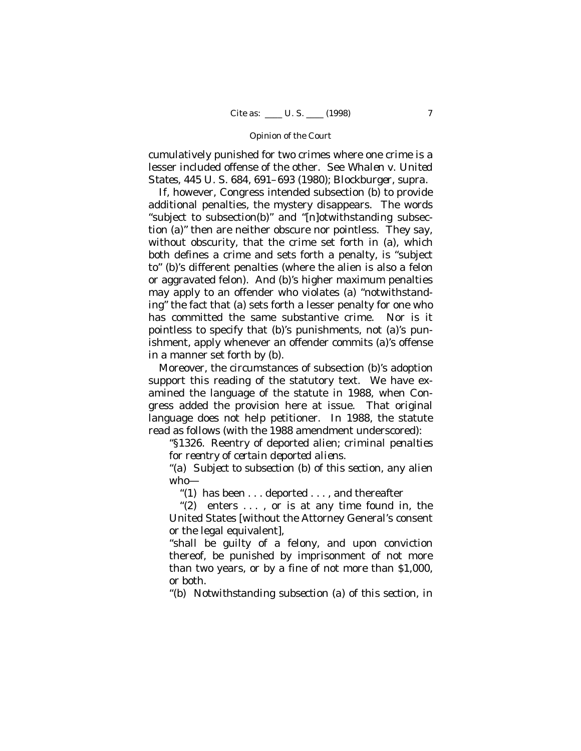cumulatively punished for two crimes where one crime is a lesser included offense of the other. See *Whalen* v. *United States*, 445 U. S. 684, 691–693 (1980); *Blockburger*, *supra*.

If, however, Congress intended subsection (b) to provide additional penalties, the mystery disappears. The words "subject to subsection(b)" and "[n]otwithstanding subsection (a)" then are neither obscure nor pointless. They say, without obscurity, that the crime set forth in (a), which both defines a crime and sets forth a penalty, is "subject to" (b)'s different penalties (where the alien is also a felon or aggravated felon). And (b)'s higher maximum penalties may apply to an offender who violates (a) "notwithstanding" the fact that (a) sets forth a lesser penalty for one who has committed the same substantive crime. Nor is it pointless to specify that (b)'s punishments, not (a)'s punishment, apply whenever an offender commits (a)'s offense in a manner set forth by (b).

Moreover, the circumstances of subsection (b)'s adoption support this reading of the statutory text. We have examined the language of the statute in 1988, when Congress added the provision here at issue. That original language does not help petitioner. In 1988, the statute read as follows (with the 1988 amendment underscored):

> "§1326. Reentry of deported alien; *criminal penalties for reentry of certain deported aliens*.
>
> "(a) *Subject to subsection (b) of this section*, any alien who—
>
> "(1) has been . . . deported . . . , and thereafter
>
> "(2) enters . . . , or is at any time found in, the United States [without the Attorney General's consent or the legal equivalent],
>
> "shall be guilty of a felony, and upon conviction thereof, be punished by imprisonment of not more than two years, or by a fine of not more than $1,000, or both.
>
> "(b) *Notwithstanding subsection (a) of this section, in*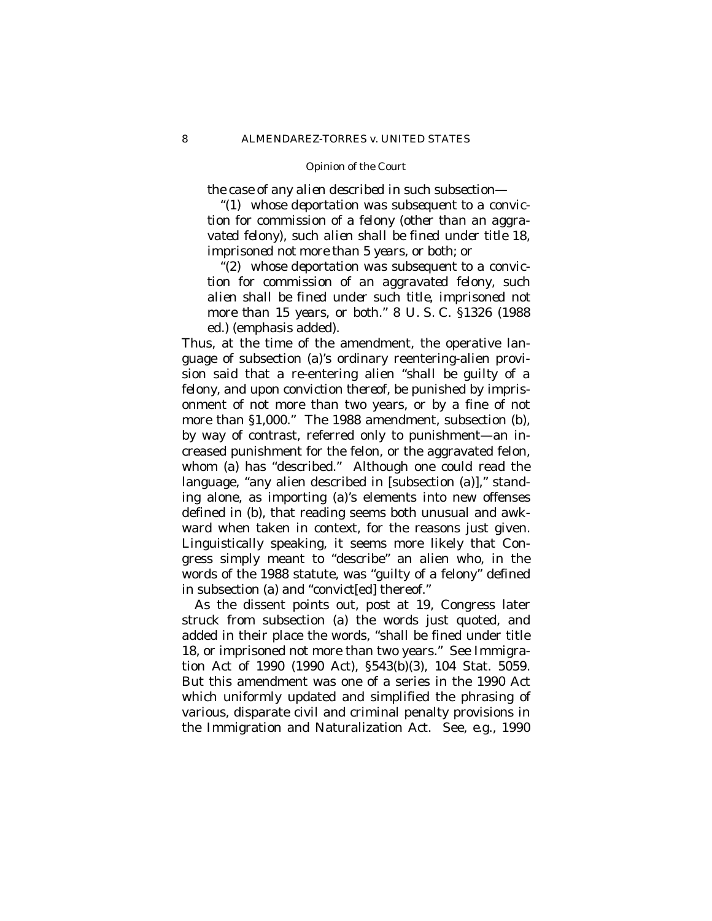*the case of any alien described in such subsection—*

> "(1) *whose deportation was subsequent to a conviction for commission of a felony (other than an aggravated felony), such alien shall be fined under title 18, imprisoned not more than 5 years, or both; or*
>
> "(2) *whose deportation was subsequent to a conviction for commission of an aggravated felony, such alien shall be fined under such title, imprisoned not more than 15 years, or both.*" 8 U. S. C. §1326 (1988 ed.) (emphasis added).

Thus, at the time of the amendment, the operative language of subsection (a)'s ordinary reentering-alien provision said that a re-entering alien "shall be guilty of a felony, and upon conviction thereof, be punished by imprisonment of not more than two years, or by a fine of not more than §1,000." The 1988 amendment, subsection (b), by way of contrast, referred only to punishment—an increased punishment for the felon, or the aggravated felon, whom (a) has "described." Although one could read the language, "any alien described in [subsection (a)]," standing alone, as importing (a)'s elements into new offenses defined in (b), that reading seems both unusual and awkward when taken in context, for the reasons just given. Linguistically speaking, it seems more likely that Congress simply meant to "describe" an alien who, in the words of the 1988 statute, was "guilty of a felony" defined in subsection (a) and "convict[ed] thereof."

As the dissent points out, *post* at 19, Congress later struck from subsection (a) the words just quoted, and added in their place the words, "shall be fined under title 18, or imprisoned not more than two years." See Immigration Act of 1990 (1990 Act), §543(b)(3), 104 Stat. 5059. But this amendment was one of a series in the 1990 Act which uniformly updated and simplified the phrasing of various, disparate civil and criminal penalty provisions in the Immigration and Naturalization Act. See, *e.g.*, 1990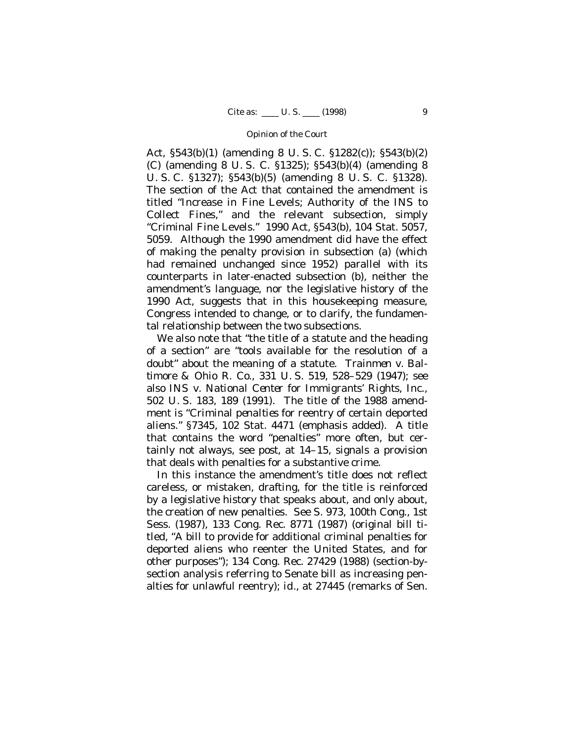Act, §543(b)(1) (amending 8 U. S. C. §1282(c)); §543(b)(2)(C) (amending 8 U. S. C. §1325); §543(b)(4) (amending 8 U. S. C. §1327); §543(b)(5) (amending 8 U. S. C. §1328). The section of the Act that contained the amendment is titled "Increase in Fine Levels; Authority of the INS to Collect Fines," and the relevant subsection, simply "Criminal Fine Levels." 1990 Act, §543(b), 104 Stat. 5057, 5059. Although the 1990 amendment did have the effect of making the penalty provision in subsection (a) (which had remained unchanged since 1952) parallel with its counterparts in later-enacted subsection (b), neither the amendment's language, nor the legislative history of the 1990 Act, suggests that in this housekeeping measure, Congress intended to change, or to clarify, the fundamental relationship between the two subsections.

We also note that "the title of a statute and the heading of a section" are "tools available for the resolution of a doubt" about the meaning of a statute. *Trainmen* v. *Baltimore & Ohio R. Co.*, 331 U. S. 519, 528–529 (1947); see also *INS* v. *National Center for Immigrants' Rights, Inc.*, 502 U. S. 183, 189 (1991). The title of the 1988 amendment is "Criminal *penalties* for reentry of certain deported aliens." §7345, 102 Stat. 4471 (emphasis added). A title that contains the word "penalties" more often, but certainly not always, see *post*, at 14–15, signals a provision that deals with penalties for a substantive crime.

In this instance the amendment's title does not reflect careless, or mistaken, drafting, for the title is reinforced by a legislative history that speaks about, and only about, the creation of new penalties. See S. 973, 100th Cong., 1st Sess. (1987), 133 Cong. Rec. 8771 (1987) (original bill titled, "A bill to provide for additional criminal penalties for deported aliens who reenter the United States, and for other purposes"); 134 Cong. Rec. 27429 (1988) (section-by-section analysis referring to Senate bill as increasing penalties for unlawful reentry); *id.*, at 27445 (remarks of Sen.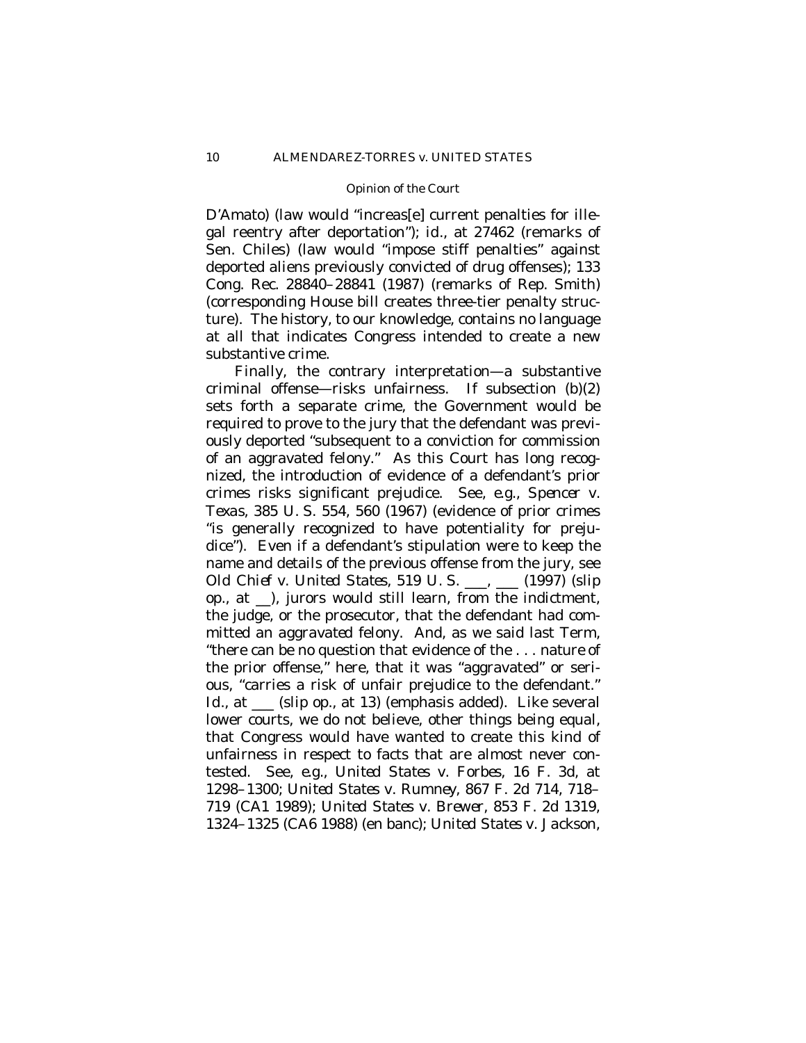D'Amato) (law would "increas[e] current penalties for illegal reentry after deportation"); *id.*, at 27462 (remarks of Sen. Chiles) (law would "impose stiff penalties" against deported aliens previously convicted of drug offenses); 133 Cong. Rec. 28840–28841 (1987) (remarks of Rep. Smith) (corresponding House bill creates three-tier penalty structure). The history, to our knowledge, contains no language at all that indicates Congress intended to create a new substantive crime.

Finally, the contrary interpretation—a substantive criminal offense—risks unfairness. If subsection (b)(2) sets forth a separate crime, the Government would be required to prove to the jury that the defendant was previously deported "subsequent to a conviction for commission of an aggravated felony." As this Court has long recognized, the introduction of evidence of a defendant's prior crimes risks significant prejudice. See, *e.g.*, *Spencer* v. *Texas*, 385 U. S. 554, 560 (1967) (evidence of prior crimes "is generally recognized to have potentiality for prejudice"). Even if a defendant's stipulation were to keep the name and details of the previous offense from the jury, see *Old Chief* v. *United States*, 519 U. S. ___, ___ (1997) (slip op., at __), jurors would still learn, from the indictment, the judge, or the prosecutor, that the defendant had committed an aggravated felony. And, as we said last Term, "there can be no question that evidence of the . . . *nature* of the prior offense," here, that it was "aggravated" or serious, "carries a risk of unfair prejudice to the defendant." *Id.*, at ___ (slip op., at 13) (emphasis added). Like several lower courts, we do not believe, other things being equal, that Congress would have wanted to create this kind of unfairness in respect to facts that are almost never contested. See, *e.g.*, *United States* v. *Forbes*, 16 F. 3d, at 1298–1300; *United States* v. *Rumney*, 867 F. 2d 714, 718–719 (CA1 1989); *United States* v. *Brewer*, 853 F. 2d 1319, 1324–1325 (CA6 1988) (en banc); *United States* v. *Jackson*,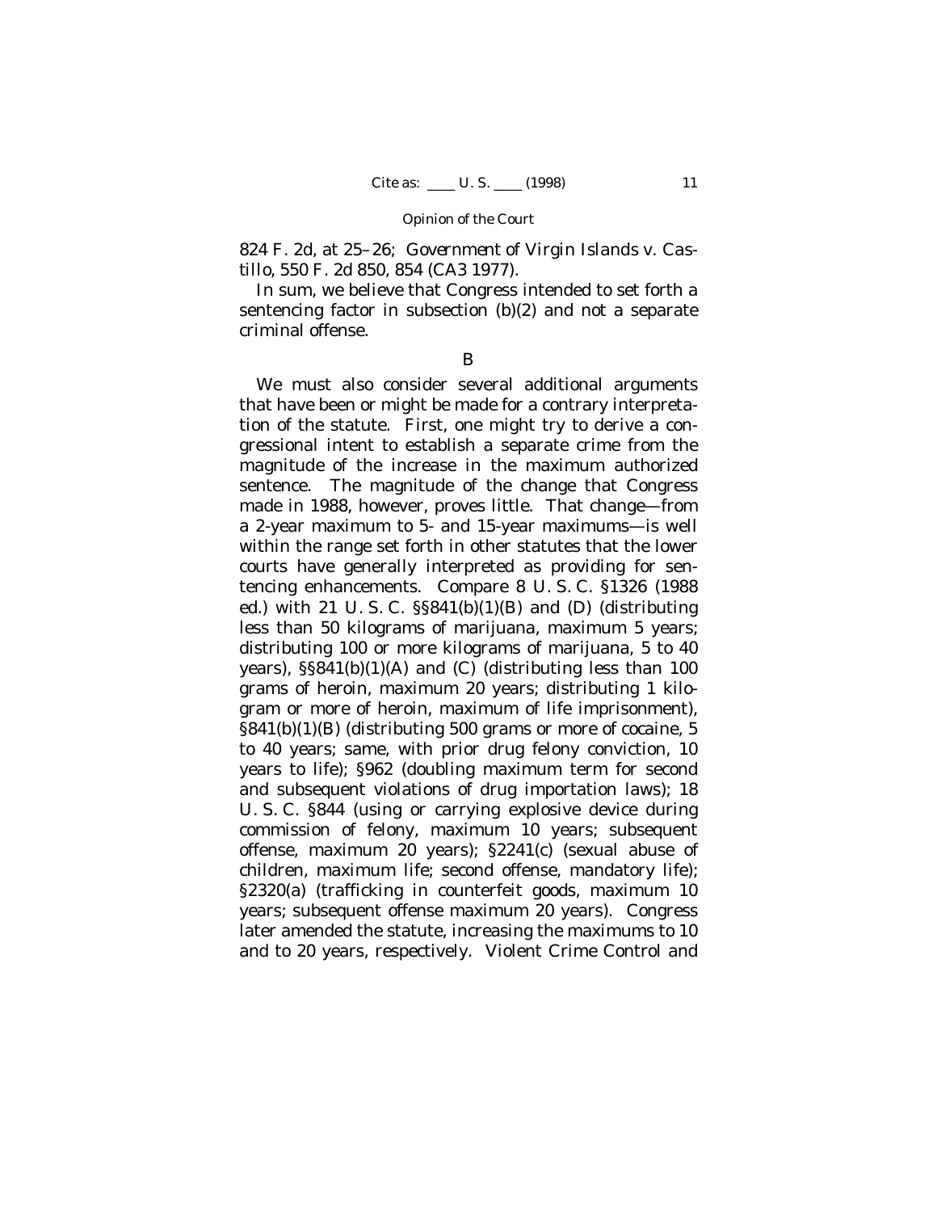824 F. 2d, at 25–26; *Government of Virgin Islands* v. *Castillo*, 550 F. 2d 850, 854 (CA3 1977).

In sum, we believe that Congress intended to set forth a sentencing factor in subsection (b)(2) and not a separate criminal offense.

B

We must also consider several additional arguments that have been or might be made for a contrary interpretation of the statute. First, one might try to derive a congressional intent to establish a separate crime from the magnitude of the increase in the maximum authorized sentence. The magnitude of the change that Congress made in 1988, however, proves little. That change—from a 2-year maximum to 5- and 15-year maximums—is well within the range set forth in other statutes that the lower courts have generally interpreted as providing for sentencing enhancements. Compare 8 U. S. C. §1326 (1988 ed.) with 21 U. S. C. §§841(b)(1)(B) and (D) (distributing less than 50 kilograms of marijuana, maximum 5 years; distributing 100 or more kilograms of marijuana, 5 to 40 years), §§841(b)(1)(A) and (C) (distributing less than 100 grams of heroin, maximum 20 years; distributing 1 kilogram or more of heroin, maximum of life imprisonment), §841(b)(1)(B) (distributing 500 grams or more of cocaine, 5 to 40 years; same, with prior drug felony conviction, 10 years to life); §962 (doubling maximum term for second and subsequent violations of drug importation laws); 18 U. S. C. §844 (using or carrying explosive device during commission of felony, maximum 10 years; subsequent offense, maximum 20 years); §2241(c) (sexual abuse of children, maximum life; second offense, mandatory life); §2320(a) (trafficking in counterfeit goods, maximum 10 years; subsequent offense maximum 20 years). Congress later amended the statute, increasing the maximums to 10 and to 20 years, respectively. Violent Crime Control and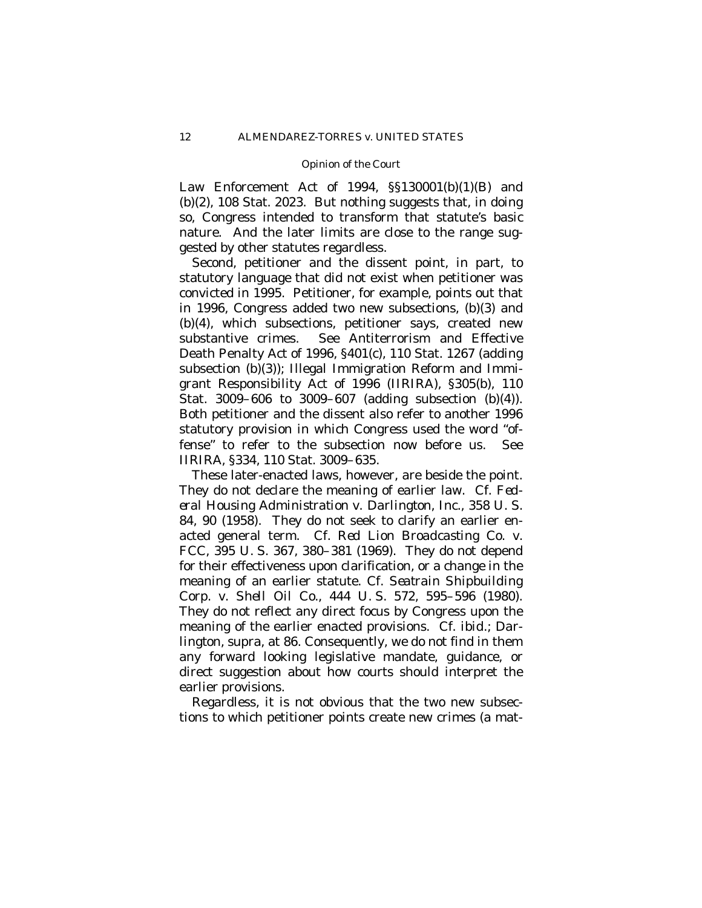Law Enforcement Act of 1994, §§130001(b)(1)(B) and (b)(2), 108 Stat. 2023. But nothing suggests that, in doing so, Congress intended to transform that statute's basic nature. And the later limits are close to the range suggested by other statutes regardless.

Second, petitioner and the dissent point, in part, to statutory language that did not exist when petitioner was convicted in 1995. Petitioner, for example, points out that in 1996, Congress added two new subsections, (b)(3) and (b)(4), which subsections, petitioner says, created new substantive crimes. See Antiterrorism and Effective Death Penalty Act of 1996, §401(c), 110 Stat. 1267 (adding subsection (b)(3)); Illegal Immigration Reform and Immigrant Responsibility Act of 1996 (IIRIRA), §305(b), 110 Stat. 3009–606 to 3009–607 (adding subsection (b)(4)). Both petitioner and the dissent also refer to another 1996 statutory provision in which Congress used the word "offense" to refer to the subsection now before us. See IIRIRA, §334, 110 Stat. 3009–635.

These later-enacted laws, however, are beside the point. They do not declare the meaning of earlier law. Cf. *Federal Housing Administration* v. *Darlington, Inc.*, 358 U. S. 84, 90 (1958). They do not seek to clarify an earlier enacted general term. Cf. *Red Lion Broadcasting Co.* v. *FCC*, 395 U. S. 367, 380–381 (1969). They do not depend for their effectiveness upon clarification, or a change in the meaning of an earlier statute. Cf. *Seatrain Shipbuilding Corp.* v. *Shell Oil Co.*, 444 U. S. 572, 595–596 (1980). They do not reflect any direct focus by Congress upon the meaning of the earlier enacted provisions. Cf. *ibid.*; *Darlington*, *supra*, at 86. Consequently, we do not find in them any forward looking legislative mandate, guidance, or direct suggestion about how courts should interpret the earlier provisions.

Regardless, it is not obvious that the two new subsections to which petitioner points create new crimes (a mat-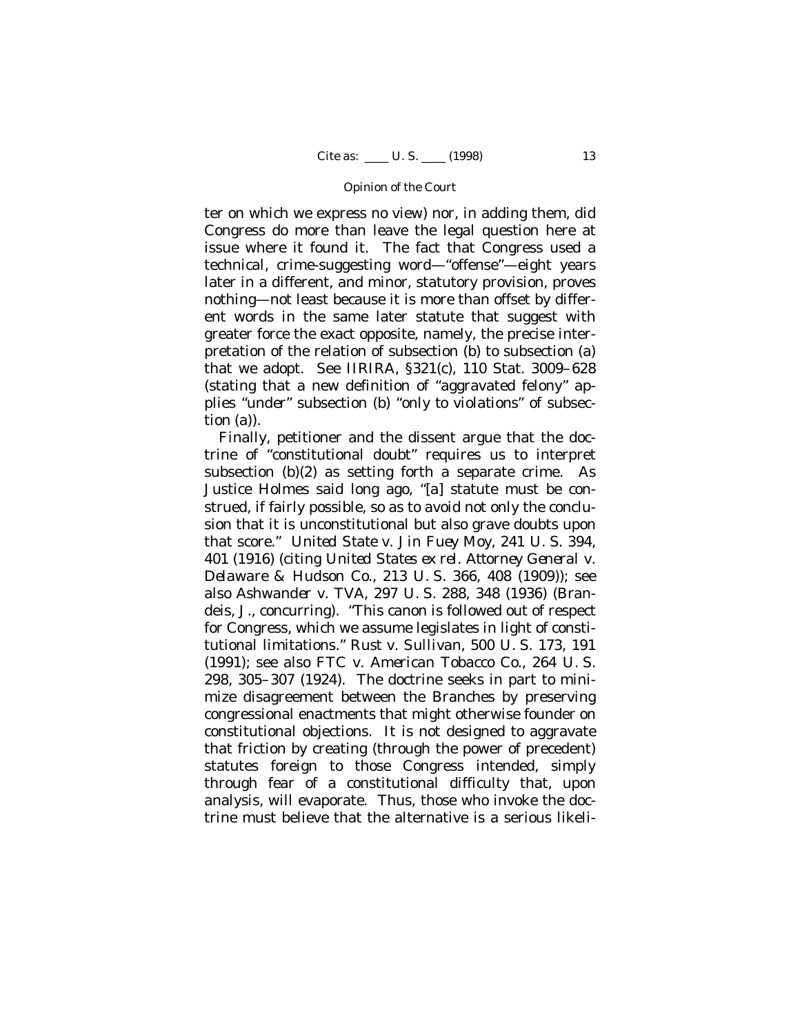ter on which we express no view) nor, in adding them, did Congress do more than leave the legal question here at issue where it found it. The fact that Congress used a technical, crime-suggesting word—"offense"—eight years later in a different, and minor, statutory provision, proves nothing—not least because it is more than offset by different words in the same later statute that suggest with greater force the exact opposite, namely, the precise interpretation of the relation of subsection (b) to subsection (a) that we adopt. See IIRIRA, §321(c), 110 Stat. 3009–628 (stating that a new definition of "aggravated felony" applies "under" subsection (b) "only to violations" of subsection (a)).

Finally, petitioner and the dissent argue that the doctrine of "constitutional doubt" requires us to interpret subsection (b)(2) as setting forth a separate crime. As Justice Holmes said long ago, "[a] statute must be construed, if fairly possible, so as to avoid not only the conclusion that it is unconstitutional but also grave doubts upon that score." *United State* v. *Jin Fuey Moy*, 241 U. S. 394, 401 (1916) (citing *United States ex rel. Attorney General* v. *Delaware & Hudson Co.*, 213 U. S. 366, 408 (1909)); see also *Ashwander* v. *TVA*, 297 U. S. 288, 348 (1936) (Brandeis, J., concurring). "This canon is followed out of respect for Congress, which we assume legislates in light of constitutional limitations." *Rust* v. *Sullivan*, 500 U. S. 173, 191 (1991); see also *FTC* v. *American Tobacco Co.*, 264 U. S. 298, 305–307 (1924). The doctrine seeks in part to minimize disagreement between the Branches by preserving congressional enactments that might otherwise founder on constitutional objections. It is not designed to aggravate that friction by creating (through the power of precedent) statutes foreign to those Congress intended, simply through fear of a constitutional difficulty that, upon analysis, will evaporate. Thus, those who invoke the doctrine must believe that the alternative is a serious likeli-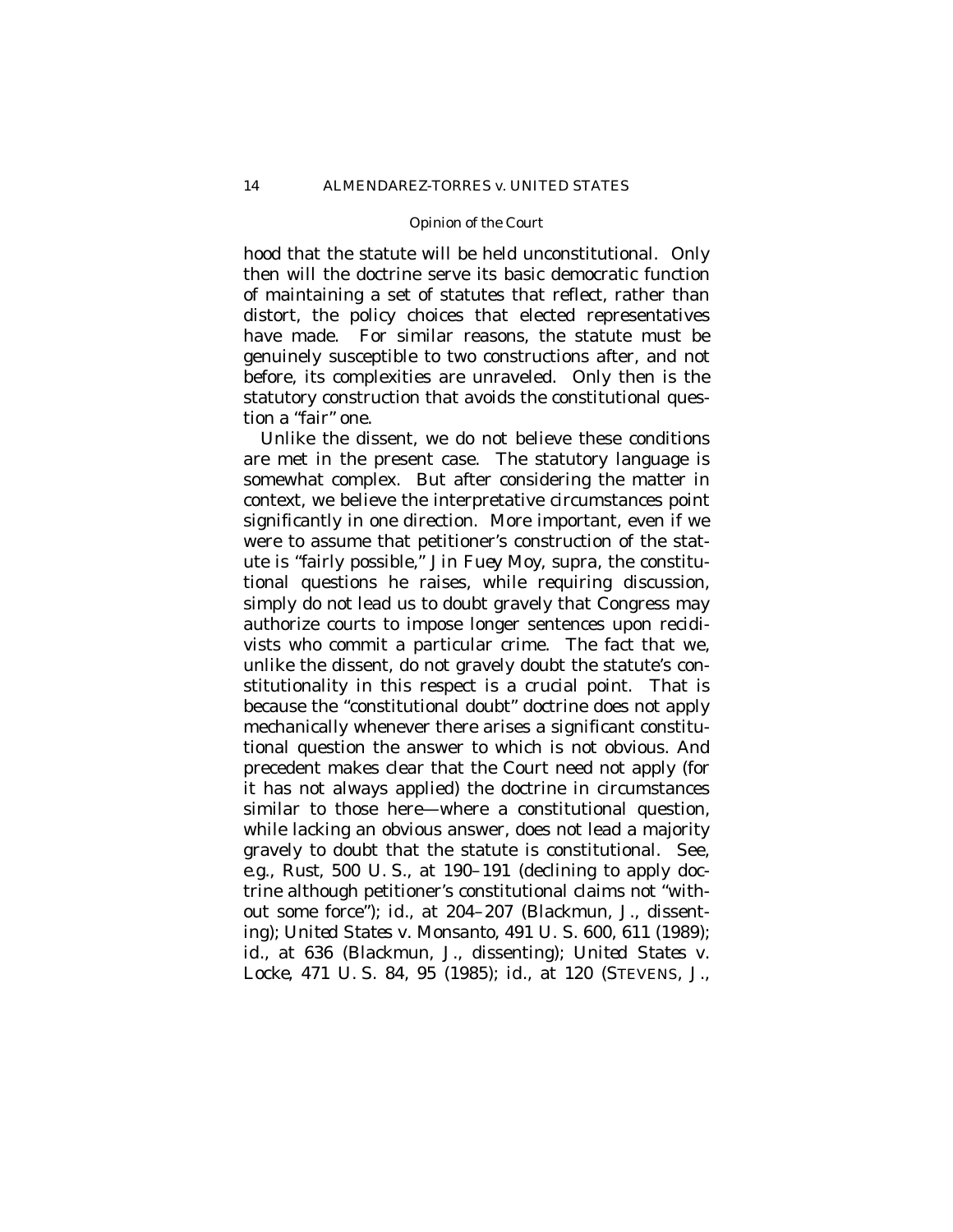hood that the statute will be held unconstitutional. Only then will the doctrine serve its basic democratic function of maintaining a set of statutes that reflect, rather than distort, the policy choices that elected representatives have made. For similar reasons, the statute must be genuinely susceptible to two constructions after, and not before, its complexities are unraveled. Only then is the statutory construction that avoids the constitutional question a "fair" one.

Unlike the dissent, we do not believe these conditions are met in the present case. The statutory language is somewhat complex. But after considering the matter in context, we believe the interpretative circumstances point significantly in one direction. More important, even if we were to assume that petitioner's construction of the statute is "fairly possible," *Jin Fuey Moy*, *supra*, the constitutional questions he raises, while requiring discussion, simply do not lead us to doubt gravely that Congress may authorize courts to impose longer sentences upon recidivists who commit a particular crime. The fact that we, unlike the dissent, do not gravely doubt the statute's constitutionality in this respect is a crucial point. That is because the "constitutional doubt" doctrine does not apply mechanically whenever there arises a significant constitutional question the answer to which is not obvious. And precedent makes clear that the Court need not apply (for it has not always applied) the doctrine in circumstances similar to those here—where a constitutional question, while lacking an obvious answer, does not lead a majority gravely to doubt that the statute is constitutional. See, *e.g.*, *Rust*, 500 U. S., at 190–191 (declining to apply doctrine although petitioner's constitutional claims not "without some force"); *id.*, at 204–207 (Blackmun, J., dissenting); *United States* v. *Monsanto*, 491 U. S. 600, 611 (1989); *id.*, at 636 (Blackmun, J., dissenting); *United States* v. *Locke*, 471 U. S. 84, 95 (1985); *id.*, at 120 (STEVENS, J.,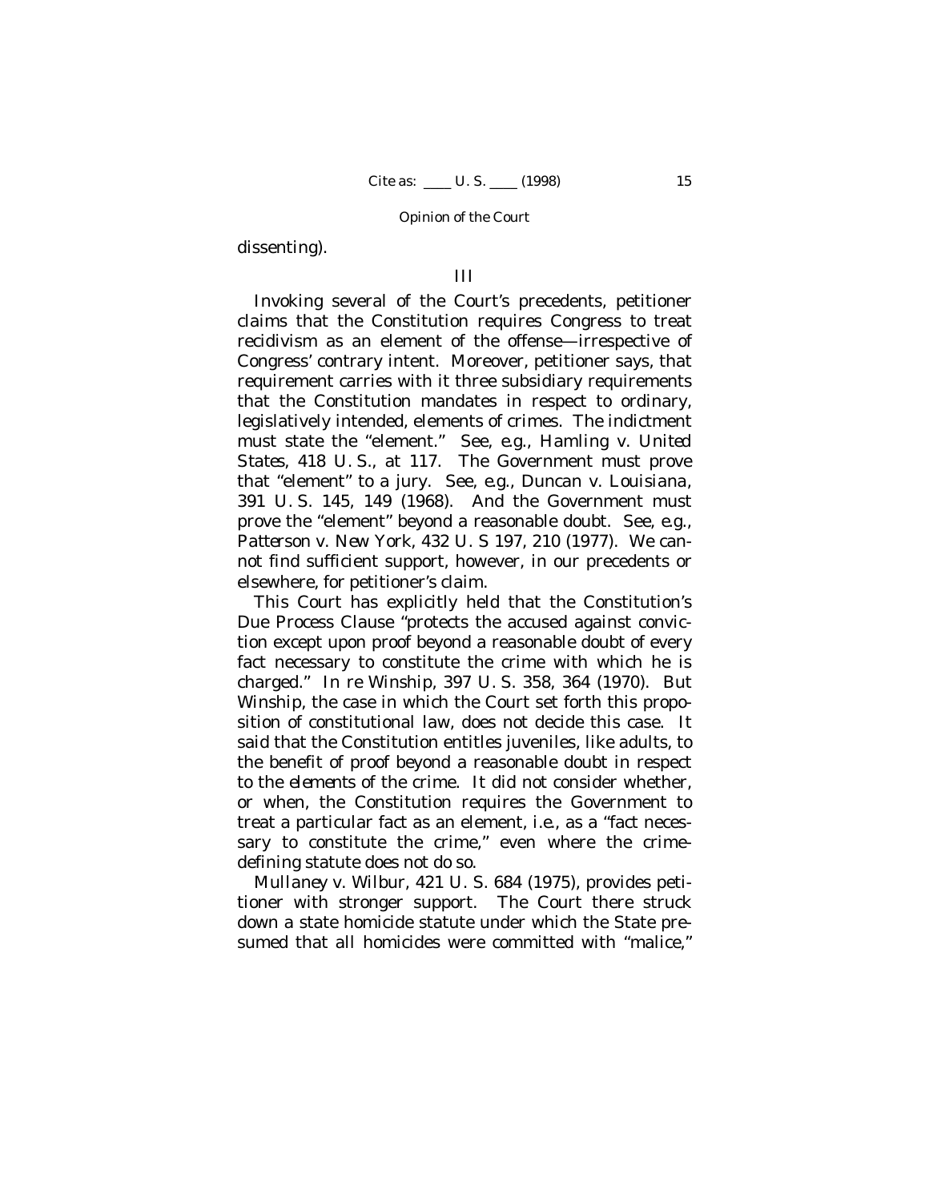dissenting).

## III

Invoking several of the Court's precedents, petitioner claims that the Constitution requires Congress to treat recidivism as an element of the offense—irrespective of Congress' contrary intent. Moreover, petitioner says, that requirement carries with it three subsidiary requirements that the Constitution mandates in respect to ordinary, legislatively intended, elements of crimes. The indictment must state the "element." See, *e.g., Hamling* v. *United States*, 418 U. S., at 117. The Government must prove that "element" to a jury. See, *e.g., Duncan* v. *Louisiana*, 391 U. S. 145, 149 (1968). And the Government must prove the "element" beyond a reasonable doubt. See, *e.g., Patterson* v. *New York*, 432 U. S 197, 210 (1977). We cannot find sufficient support, however, in our precedents or elsewhere, for petitioner's claim.

This Court has explicitly held that the Constitution's Due Process Clause "protects the accused against conviction except upon proof beyond a reasonable doubt of every fact necessary to constitute the crime with which he is charged." *In re Winship*, 397 U. S. 358, 364 (1970). But *Winship*, the case in which the Court set forth this proposition of constitutional law, does not decide this case. It said that the Constitution entitles juveniles, like adults, to the benefit of proof beyond a reasonable doubt in respect to the *elements* of the crime. It did not consider whether, or when, the Constitution requires the Government to treat a particular fact as an element, *i.e.*, as a "fact necessary to constitute the crime," even where the crime-defining statute does not do so.

*Mullaney* v. *Wilbur*, 421 U. S. 684 (1975), provides petitioner with stronger support. The Court there struck down a state homicide statute under which the State presumed that all homicides were committed with "malice,"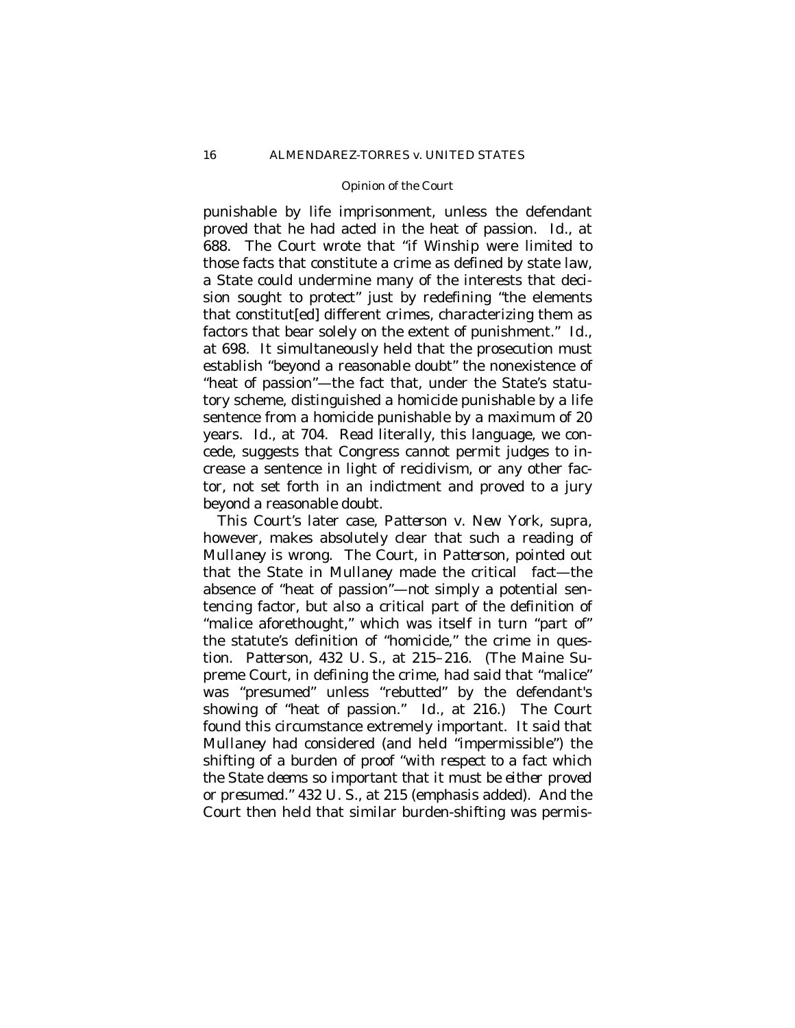punishable by life imprisonment, unless the defendant proved that he had acted in the heat of passion. *Id.*, at 688. The Court wrote that "if *Winship* were limited to those facts that constitute a crime as defined by state law, a State could undermine many of the interests that decision sought to protect" just by redefining "the elements that constitut[ed] different crimes, characterizing them as factors that bear solely on the extent of punishment." *Id.*, at 698. It simultaneously held that the prosecution must establish "beyond a reasonable doubt" the nonexistence of "heat of passion"—the fact that, under the State's statutory scheme, distinguished a homicide punishable by a life sentence from a homicide punishable by a maximum of 20 years. *Id.*, at 704. Read literally, this language, we concede, suggests that Congress cannot permit judges to increase a sentence in light of recidivism, or any other factor, not set forth in an indictment and proved to a jury beyond a reasonable doubt.

This Court's later case, *Patterson* v. *New York*, *supra*, however, makes absolutely clear that such a reading of *Mullaney* is wrong. The Court, in *Patterson*, pointed out that the State in *Mullaney* made the critical fact—the absence of "heat of passion"—not simply a potential sentencing factor, but also a critical part of the definition of "malice aforethought," which was itself in turn "part of" the statute's definition of "homicide," the crime in question. *Patterson*, 432 U. S., at 215–216. (The Maine Supreme Court, in defining the crime, had said that "malice" was "presumed" unless "rebutted" by the defendant's showing of "heat of passion." *Id.*, at 216.) The Court found this circumstance extremely important. It said that *Mullaney* had considered (and held "impermissible") the shifting of a burden of proof "*with respect to a fact which the State deems so important that it must be either proved or presumed*." 432 U. S., at 215 (emphasis added). And the Court then held that similar burden-shifting was permis-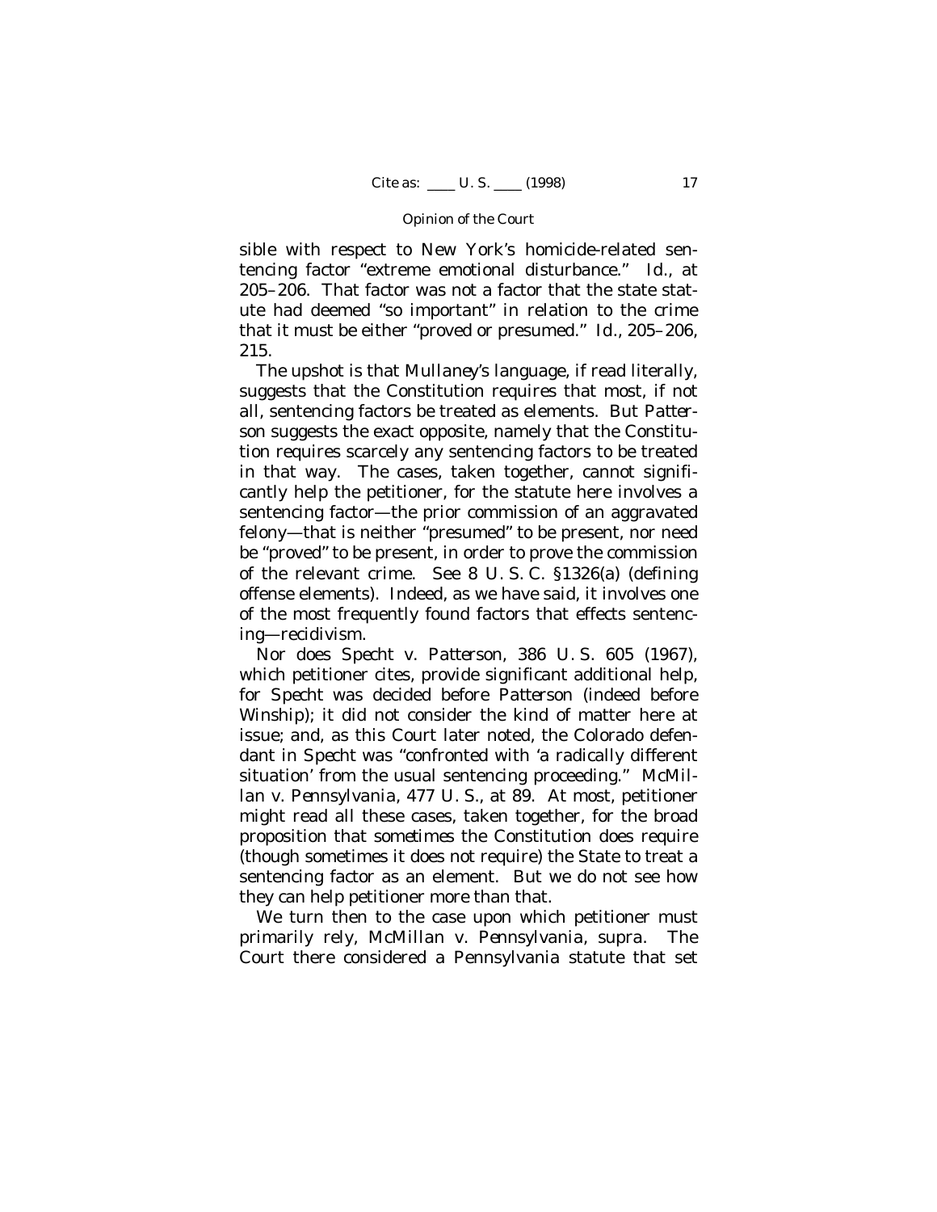sible with respect to New York's homicide-related sentencing factor "extreme emotional disturbance." *Id.*, at 205–206. That factor was not a factor that the state statute had deemed "so important" in relation to the crime that it must be either "proved or presumed." *Id.*, 205–206, 215.

The upshot is that *Mullaney*'s language, if read literally, suggests that the Constitution requires that most, if not all, sentencing factors be treated as elements. But *Patterson* suggests the exact opposite, namely that the Constitution requires scarcely any sentencing factors to be treated in that way. The cases, taken together, cannot significantly help the petitioner, for the statute here involves a sentencing factor—the prior commission of an aggravated felony—that is neither "presumed" to be present, nor need be "proved" to be present, in order to prove the commission of the relevant crime. See 8 U. S. C. §1326(a) (defining offense elements). Indeed, as we have said, it involves one of the most frequently found factors that effects sentencing—recidivism.

Nor does *Specht* v. *Patterson*, 386 U. S. 605 (1967), which petitioner cites, provide significant additional help, for *Specht* was decided before *Patterson* (indeed before *Winship*); it did not consider the kind of matter here at issue; and, as this Court later noted, the Colorado defendant in *Specht* was "confronted with 'a radically different situation' from the usual sentencing proceeding." *McMillan* v. *Pennsylvania*, 477 U. S., at 89. At most, petitioner might read all these cases, taken together, for the broad proposition that *sometimes* the Constitution does require (though sometimes it does not require) the State to treat a sentencing factor as an element. But we do not see how they can help petitioner more than that.

We turn then to the case upon which petitioner must primarily rely, *McMillan* v. *Pennsylvania*, *supra*. The Court there considered a Pennsylvania statute that set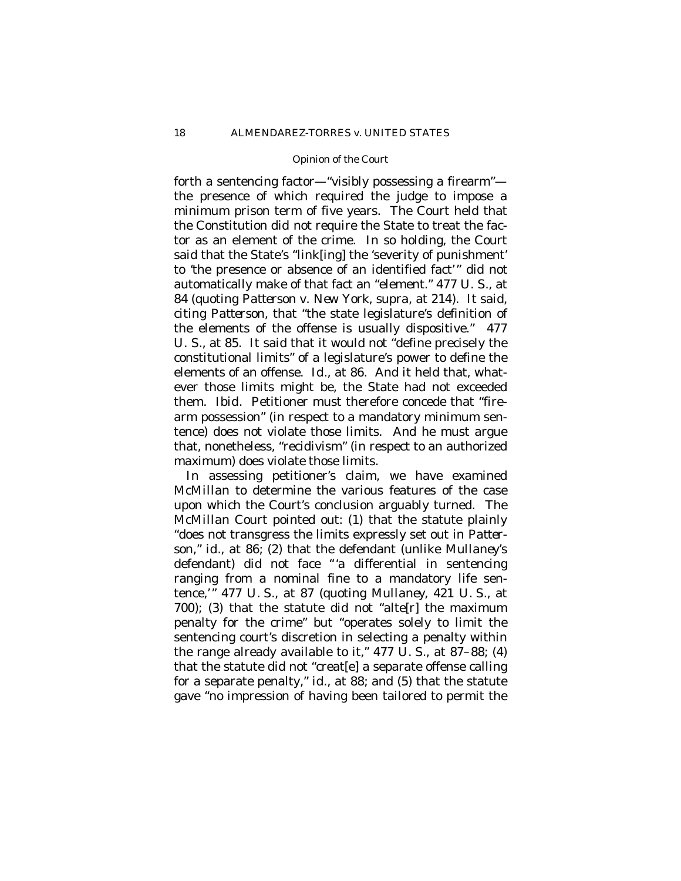forth a sentencing factor—"visibly possessing a firearm"—the presence of which required the judge to impose a minimum prison term of five years. The Court held that the Constitution did not require the State to treat the factor as an element of the crime. In so holding, the Court said that the State's "link[ing] the 'severity of punishment' to 'the presence or absence of an identified fact'" did not automatically make of that fact an "element." 477 U. S., at 84 (quoting *Patterson* v. *New York*, *supra*, at 214). It said, citing *Patterson*, that "the state legislature's definition of the elements of the offense is usually dispositive." 477 U. S., at 85. It said that it would not "define precisely the constitutional limits" of a legislature's power to define the elements of an offense. *Id.*, at 86. And it held that, whatever those limits might be, the State had not exceeded them. *Ibid.* Petitioner must therefore concede that "firearm possession" (in respect to a mandatory minimum sentence) does not violate those limits. And he must argue that, nonetheless, "recidivism" (in respect to an authorized maximum) does violate those limits.

In assessing petitioner's claim, we have examined *McMillan* to determine the various features of the case upon which the Court's conclusion arguably turned. The *McMillan* Court pointed out: (1) that the statute plainly "does not transgress the limits expressly set out in *Patterson*," *id.*, at 86; (2) that the defendant (unlike *Mullaney's* defendant) did not face "'a differential in sentencing ranging from a nominal fine to a mandatory life sentence,'" 477 U. S., at 87 (quoting *Mullaney*, 421 U. S., at 700); (3) that the statute did not "alte[r] the maximum penalty for the crime" but "operates solely to limit the sentencing court's discretion in selecting a penalty within the range already available to it," 477 U. S., at 87–88; (4) that the statute did not "creat[e] a separate offense calling for a separate penalty," *id.*, at 88; and (5) that the statute gave "no impression of having been tailored to permit the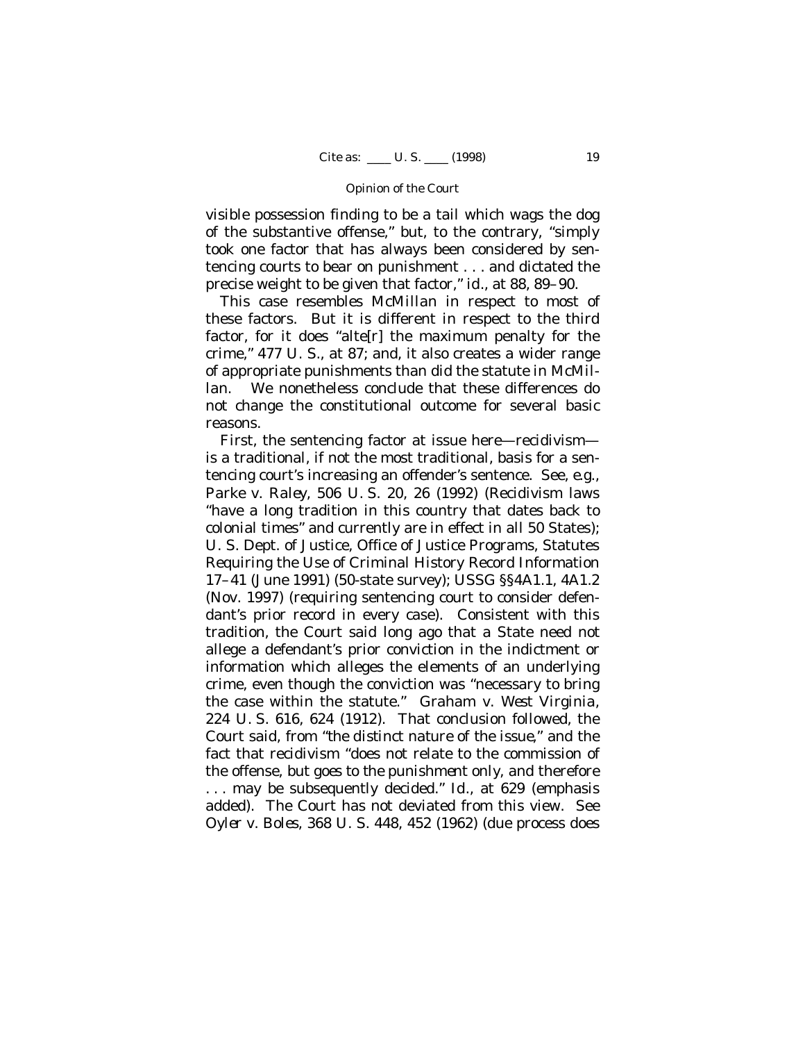visible possession finding to be a tail which wags the dog of the substantive offense," but, to the contrary, "simply took one factor that has always been considered by sentencing courts to bear on punishment . . . and dictated the precise weight to be given that factor," *id.*, at 88, 89–90.

This case resembles *McMillan* in respect to most of these factors. But it is different in respect to the third factor, for it does "alte[r] the maximum penalty for the crime," 477 U. S., at 87; and, it also creates a wider range of appropriate punishments than did the statute in *McMillan*. We nonetheless conclude that these differences do not change the constitutional outcome for several basic reasons.

First, the sentencing factor at issue here—recidivism—is a traditional, if not the most traditional, basis for a sentencing court's increasing an offender's sentence. See, *e.g.*, *Parke* v. *Raley*, 506 U. S. 20, 26 (1992) (Recidivism laws "have a long tradition in this country that dates back to colonial times" and currently are in effect in all 50 States); U. S. Dept. of Justice, Office of Justice Programs, Statutes Requiring the Use of Criminal History Record Information 17–41 (June 1991) (50-state survey); USSG §§4A1.1, 4A1.2 (Nov. 1997) (requiring sentencing court to consider defendant's prior record in every case). Consistent with this tradition, the Court said long ago that a State need not allege a defendant's prior conviction in the indictment or information which alleges the elements of an underlying crime, even though the conviction was "necessary to bring the case within the statute." *Graham* v. *West Virginia*, 224 U. S. 616, 624 (1912). That conclusion followed, the Court said, from "the distinct nature of the issue," and the fact that recidivism "does not relate to the commission of the offense, but goes to the *punishment only*, and therefore . . . may be subsequently decided." *Id.*, at 629 (emphasis added). The Court has not deviated from this view. See *Oyler* v. *Boles*, 368 U. S. 448, 452 (1962) (due process does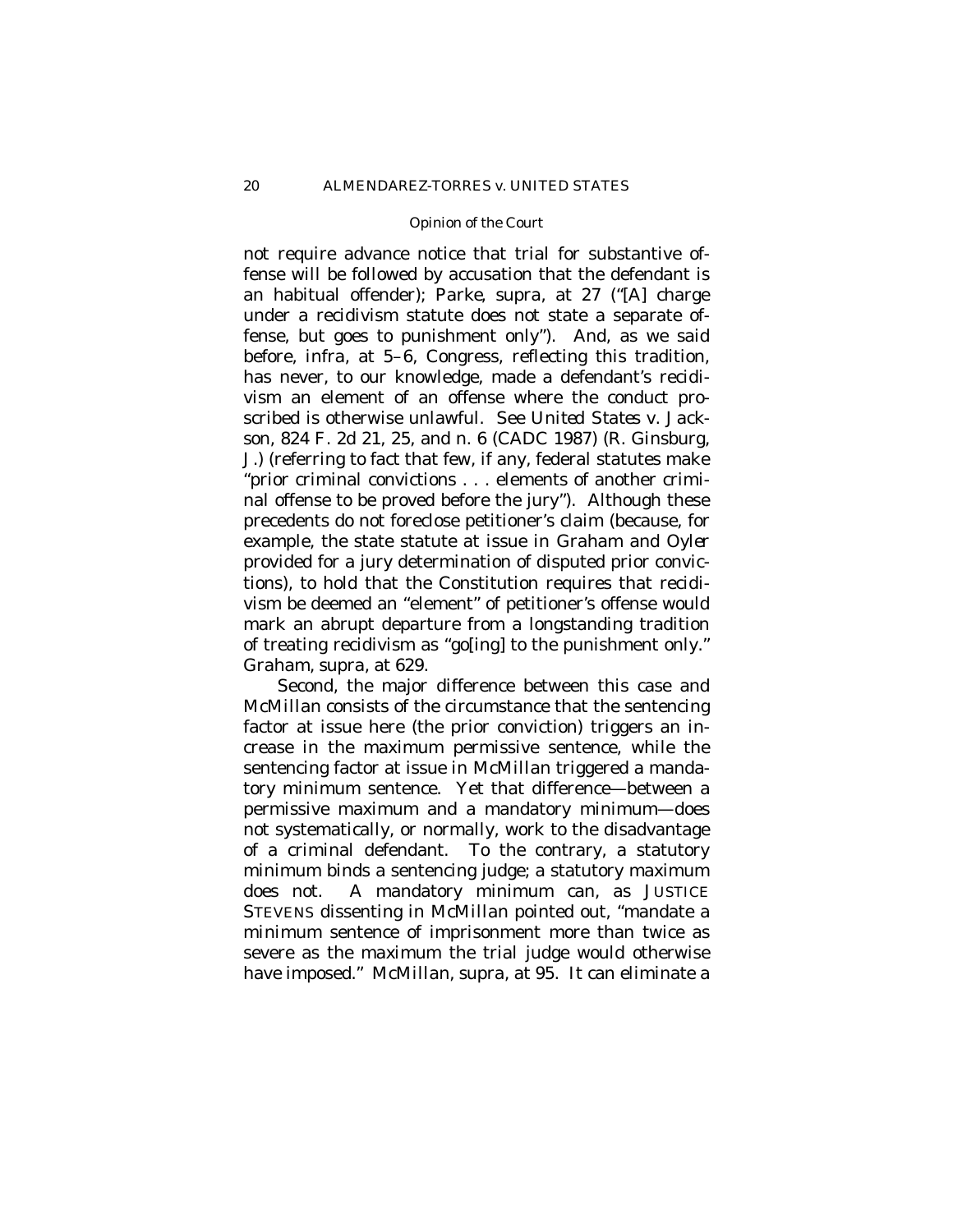not require advance notice that trial for substantive offense will be followed by accusation that the defendant is an habitual offender); *Parke*, *supra*, at 27 ("[A] charge under a recidivism statute does not state a separate offense, but goes to punishment only"). And, as we said before, *infra*, at 5–6, Congress, reflecting this tradition, has never, to our knowledge, made a defendant's recidivism an element of an offense where the conduct proscribed is otherwise unlawful. See *United States* v. *Jackson*, 824 F. 2d 21, 25, and n. 6 (CADC 1987) (R. Ginsburg, J.) (referring to fact that few, if any, federal statutes make "prior criminal convictions . . . elements of another criminal offense to be proved before the jury"). Although these precedents do not foreclose petitioner's claim (because, for example, the state statute at issue in *Graham* and *Oyler* provided for a jury determination of disputed prior convictions), to hold that the Constitution requires that recidivism be deemed an "element" of petitioner's offense would mark an abrupt departure from a longstanding tradition of treating recidivism as "go[ing] to the punishment only." *Graham*, *supra*, at 629.

Second, the major difference between this case and *McMillan* consists of the circumstance that the sentencing factor at issue here (the prior conviction) triggers an increase in the maximum permissive sentence, while the sentencing factor at issue in *McMillan* triggered a mandatory minimum sentence. Yet that difference—between a permissive maximum and a mandatory minimum—does not systematically, or normally, work to the disadvantage of a criminal defendant. To the contrary, a statutory minimum binds a sentencing judge; a statutory maximum does not. A mandatory minimum can, as JUSTICE STEVENS dissenting in *McMillan* pointed out, "mandate a minimum sentence of imprisonment more than twice as severe as the maximum the trial judge would otherwise have imposed." *McMillan*, *supra*, at 95. It can eliminate a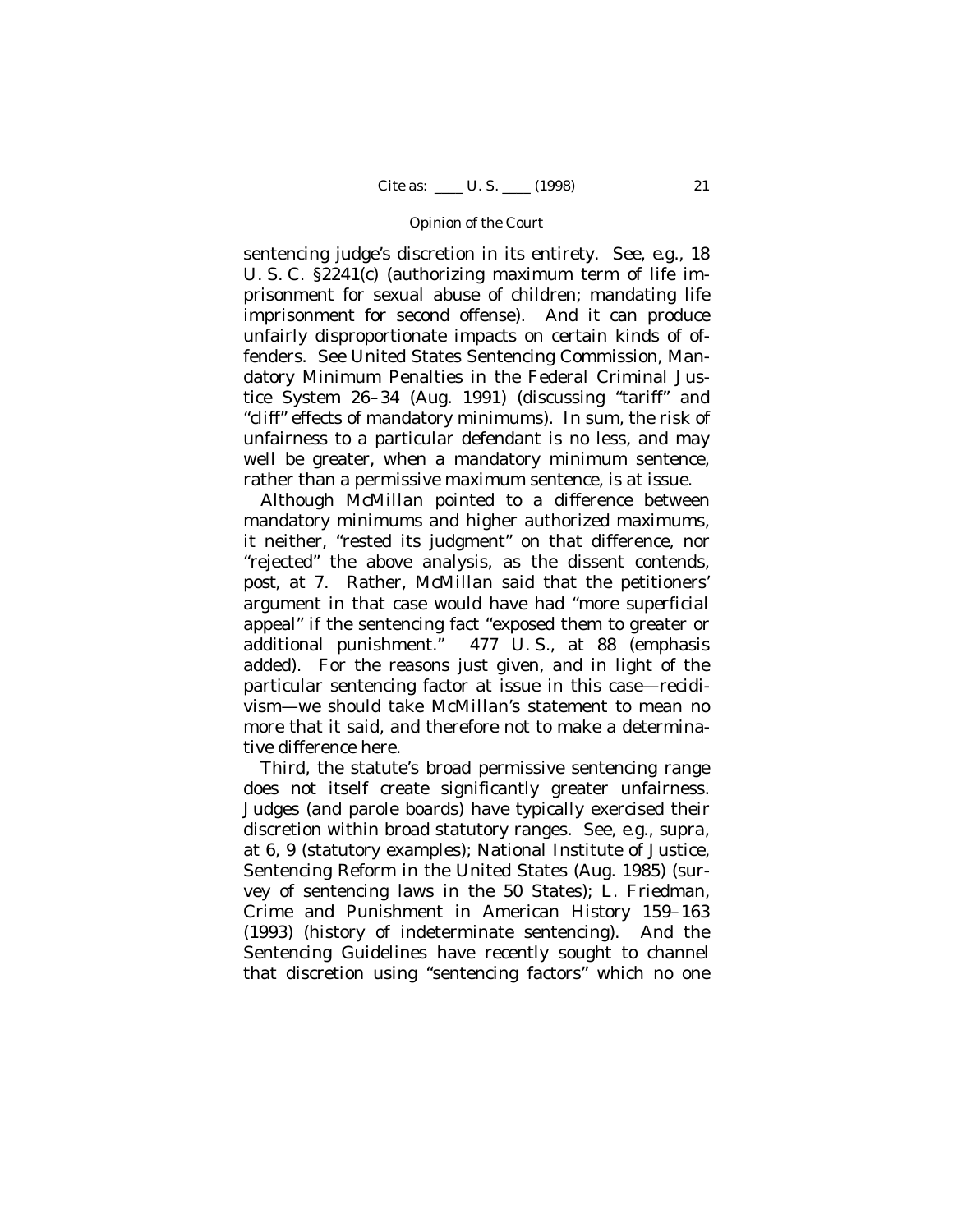sentencing judge's discretion in its entirety. See, *e.g.*, 18 U. S. C. §2241(c) (authorizing maximum term of life imprisonment for sexual abuse of children; mandating life imprisonment for second offense). And it can produce unfairly disproportionate impacts on certain kinds of offenders. See United States Sentencing Commission, Mandatory Minimum Penalties in the Federal Criminal Justice System 26–34 (Aug. 1991) (discussing "tariff" and "cliff" effects of mandatory minimums). In sum, the risk of unfairness to a particular defendant is no less, and may well be greater, when a mandatory minimum sentence, rather than a permissive maximum sentence, is at issue.

Although *McMillan* pointed to a difference between mandatory minimums and higher authorized maximums, it neither, "rested its judgment" on that difference, nor "rejected" the above analysis, as the dissent contends, *post*, at 7. Rather, *McMillan* said that the petitioners' argument in that case would have had "*more superficial* appeal" if the sentencing fact "exposed them to greater or additional punishment." 477 U. S., at 88 (emphasis added). For the reasons just given, and in light of the particular sentencing factor at issue in this case—recidivism—we should take *McMillan*'s statement to mean no more that it said, and therefore not to make a determinative difference here.

Third, the statute's broad permissive sentencing range does not itself create significantly greater unfairness. Judges (and parole boards) have typically exercised their discretion within broad statutory ranges. See, *e.g.*, *supra*, at 6, 9 (statutory examples); National Institute of Justice, Sentencing Reform in the United States (Aug. 1985) (survey of sentencing laws in the 50 States); L. Friedman, Crime and Punishment in American History 159–163 (1993) (history of indeterminate sentencing). And the Sentencing Guidelines have recently sought to channel that discretion using "sentencing factors" which no one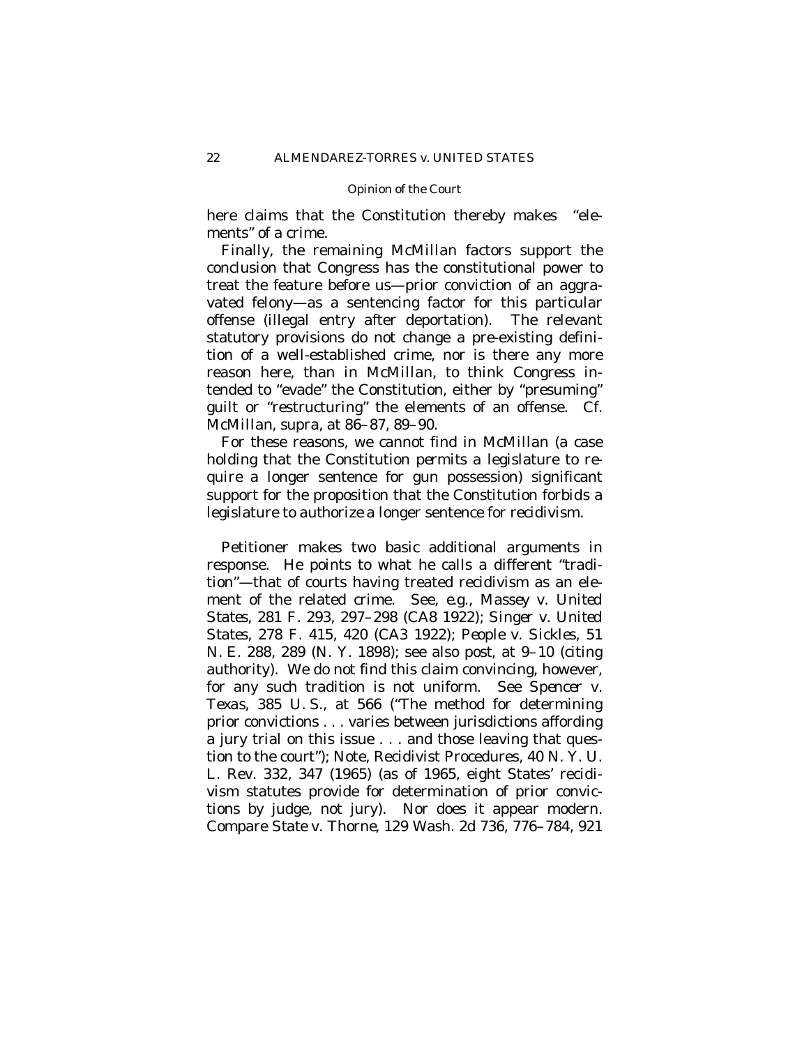here claims that the Constitution thereby makes "elements" of a crime.

Finally, the remaining *McMillan* factors support the conclusion that Congress has the constitutional power to treat the feature before us—prior conviction of an aggravated felony—as a sentencing factor for this particular offense (illegal entry after deportation). The relevant statutory provisions do not change a pre-existing definition of a well-established crime, nor is there any more reason here, than in *McMillan*, to think Congress intended to "evade" the Constitution, either by "presuming" guilt or "restructuring" the elements of an offense. Cf. *McMillan, supra*, at 86–87, 89–90.

For these reasons, we cannot find in *McMillan* (a case holding that the Constitution *permits* a legislature to require a longer sentence for gun possession) significant support for the proposition that the Constitution *forbids* a legislature to *authorize* a longer sentence for recidivism.

Petitioner makes two basic additional arguments in response. He points to what he calls a different "tradition"—that of courts having treated recidivism as an element of the related crime. See, *e.g.*, *Massey* v. *United States*, 281 F. 293, 297–298 (CA8 1922); *Singer* v. *United States*, 278 F. 415, 420 (CA3 1922); *People* v. *Sickles*, 51 N. E. 288, 289 (N. Y. 1898); see also *post*, at 9–10 (citing authority). We do not find this claim convincing, however, for any such tradition is not uniform. See *Spencer* v. *Texas*, 385 U. S., at 566 ("The method for determining prior convictions . . . varies between jurisdictions affording a jury trial on this issue . . . and those leaving that question to the court"); Note, Recidivist Procedures, 40 N. Y. U. L. Rev. 332, 347 (1965) (as of 1965, eight States' recidivism statutes provide for determination of prior convictions by judge, not jury). Nor does it appear modern. Compare *State* v. *Thorne*, 129 Wash. 2d 736, 776–784, 921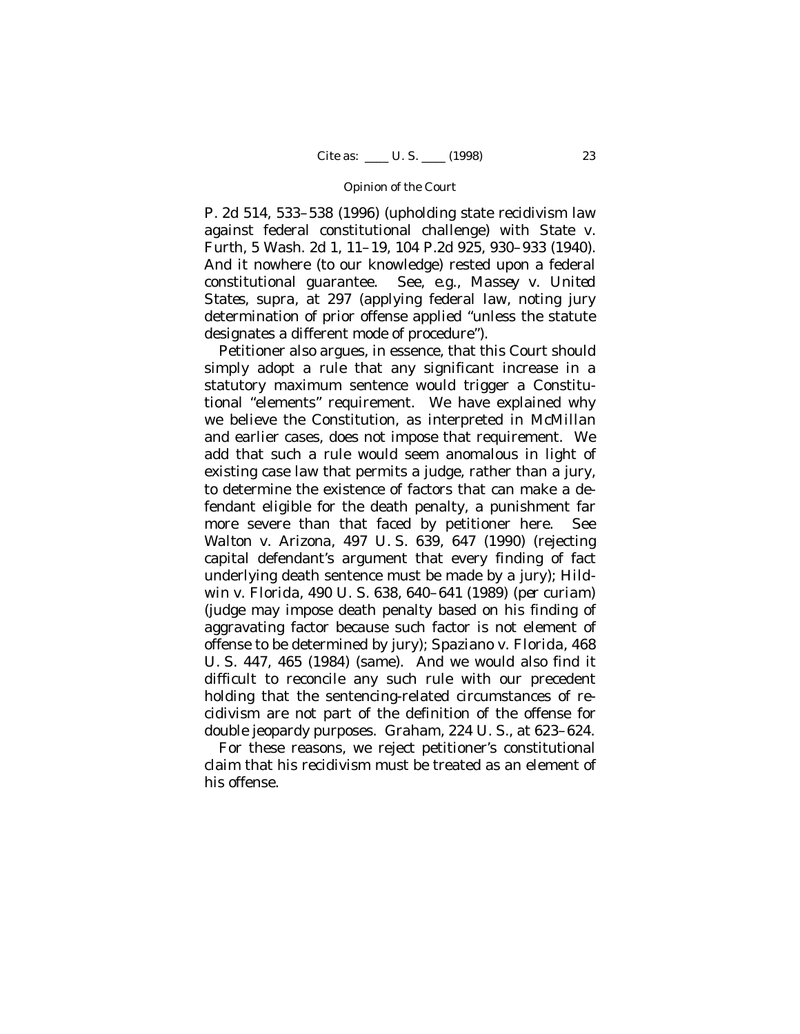P. 2d 514, 533–538 (1996) (upholding state recidivism law against federal constitutional challenge) with *State* v. *Furth*, 5 Wash. 2d 1, 11–19, 104 P.2d 925, 930–933 (1940). And it nowhere (to our knowledge) rested upon a federal constitutional guarantee. See, *e.g., Massey* v. *United States*, *supra*, at 297 (applying federal law, noting jury determination of prior offense applied "unless the statute designates a different mode of procedure").

Petitioner also argues, in essence, that this Court should simply adopt a rule that any significant increase in a statutory maximum sentence would trigger a Constitutional "elements" requirement. We have explained why we believe the Constitution, as interpreted in *McMillan* and earlier cases, does not impose that requirement. We add that such a rule would seem anomalous in light of existing case law that permits a judge, rather than a jury, to determine the existence of factors that can make a defendant eligible for the death penalty, a punishment far more severe than that faced by petitioner here. See *Walton* v. *Arizona*, 497 U. S. 639, 647 (1990) (rejecting capital defendant's argument that every finding of fact underlying death sentence must be made by a jury); *Hildwin* v. *Florida*, 490 U. S. 638, 640–641 (1989) (*per curiam*) (judge may impose death penalty based on his finding of aggravating factor because such factor is not element of offense to be determined by jury); *Spaziano* v. *Florida*, 468 U. S. 447, 465 (1984) (same). And we would also find it difficult to reconcile any such rule with our precedent holding that the sentencing-related circumstances of recidivism are not part of the definition of the offense for double jeopardy purposes. *Graham*, 224 U. S., at 623–624.

For these reasons, we reject petitioner's constitutional claim that his recidivism must be treated as an element of his offense.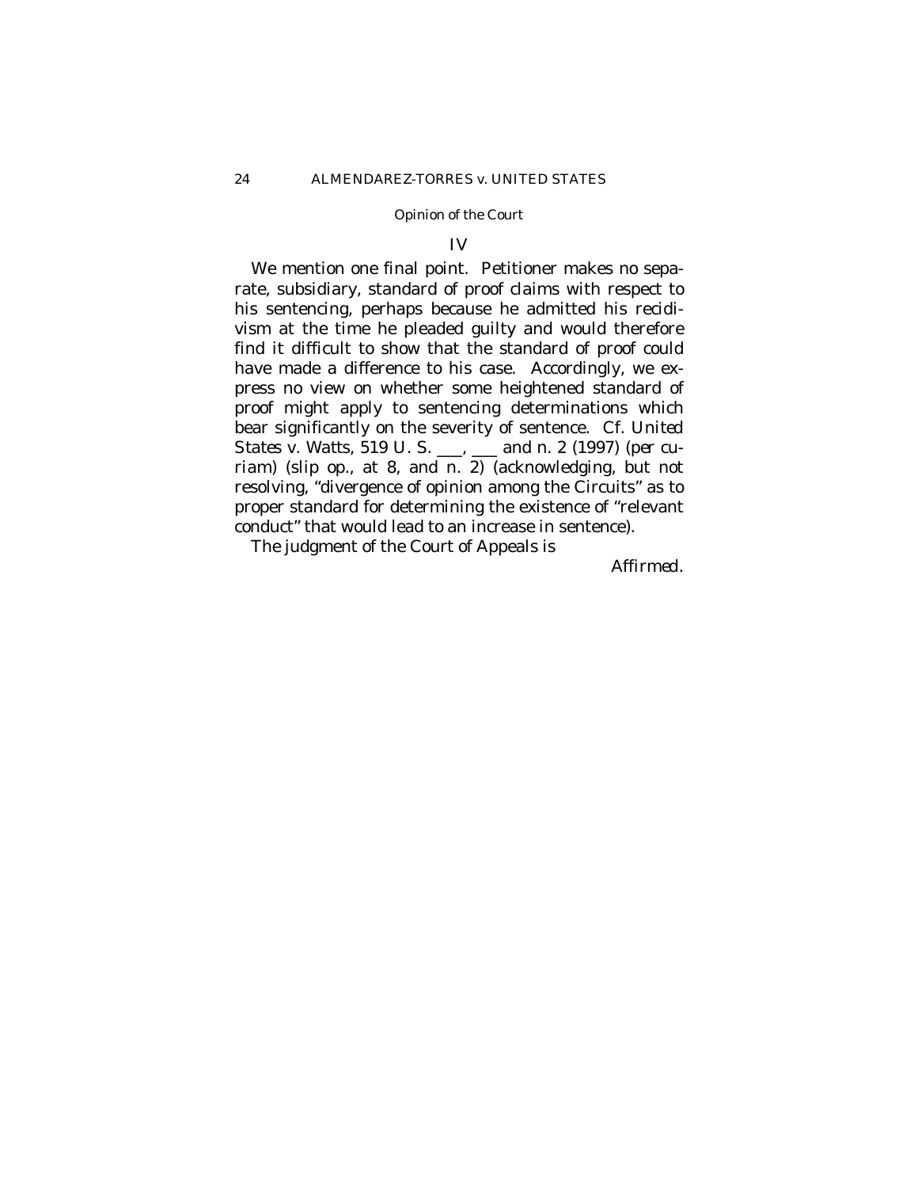## IV

We mention one final point. Petitioner makes no separate, subsidiary, standard of proof claims with respect to his sentencing, perhaps because he admitted his recidivism at the time he pleaded guilty and would therefore find it difficult to show that the standard of proof could have made a difference to his case. Accordingly, we express no view on whether some heightened standard of proof might apply to sentencing determinations which bear significantly on the severity of sentence. Cf. *United States* v. *Watts*, 519 U. S. ___, ___ and n. 2 (1997) (*per curiam*) (slip op., at 8, and n. 2) (acknowledging, but not resolving, "divergence of opinion among the Circuits" as to proper standard for determining the existence of "relevant conduct" that would lead to an increase in sentence).

The judgment of the Court of Appeals is

*Affirmed.*